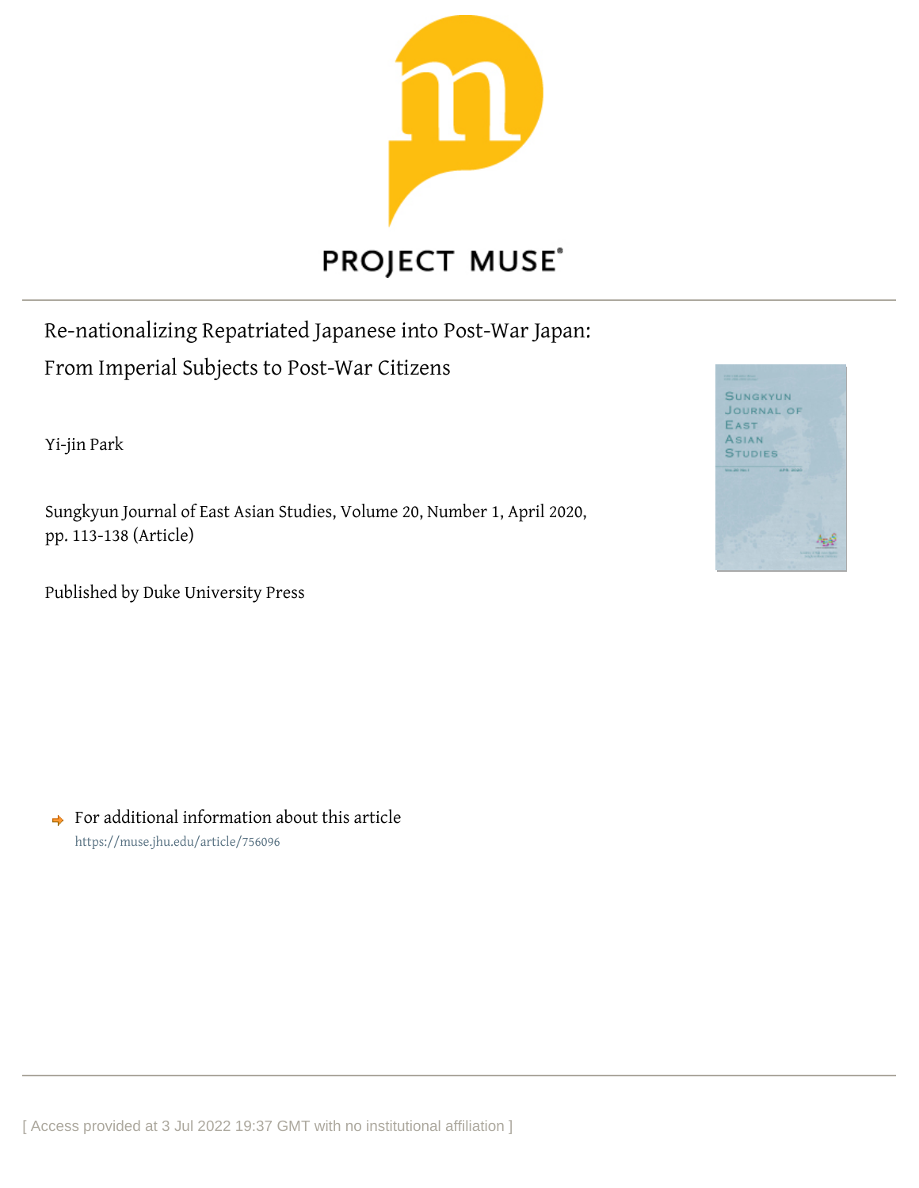PROJECT MUSE

# Re-nationalizing Repatriated Japanese into Post-War Japan: From Imperial Subjects to Post-War Citizens

Yi-jin Park

Sungkyun Journal of East Asian Studies, Volume 20, Number 1, April 2020, pp. 113-138 (Article)

Published by Duke University Press

For additional information about this article
https://muse.jhu.edu/article/756096

[ Access provided at 3 Jul 2022 19:37 GMT with no institutional affiliation ]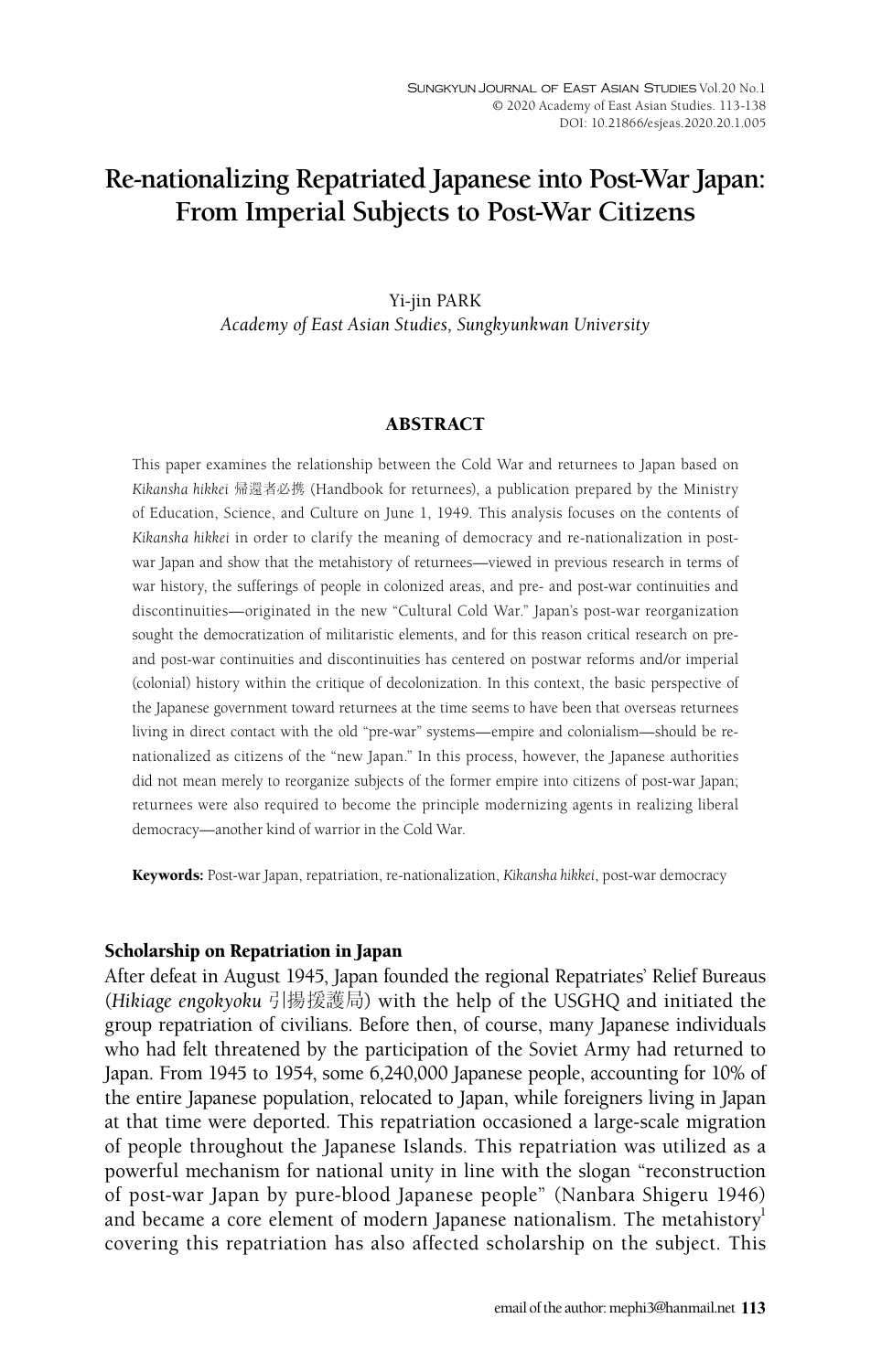# Re-nationalizing Repatriated Japanese into Post-War Japan: From Imperial Subjects to Post-War Citizens

Yi-jin PARK
*Academy of East Asian Studies, Sungkyunkwan University*

## ABSTRACT

This paper examines the relationship between the Cold War and returnees to Japan based on *Kikansha hikkei* 帰還者必携 (Handbook for returnees), a publication prepared by the Ministry of Education, Science, and Culture on June 1, 1949. This analysis focuses on the contents of *Kikansha hikkei* in order to clarify the meaning of democracy and re-nationalization in post-war Japan and show that the metahistory of returnees—viewed in previous research in terms of war history, the sufferings of people in colonized areas, and pre- and post-war continuities and discontinuities—originated in the new "Cultural Cold War." Japan's post-war reorganization sought the democratization of militaristic elements, and for this reason critical research on pre- and post-war continuities and discontinuities has centered on postwar reforms and/or imperial (colonial) history within the critique of decolonization. In this context, the basic perspective of the Japanese government toward returnees at the time seems to have been that overseas returnees living in direct contact with the old "pre-war" systems—empire and colonialism—should be re-nationalized as citizens of the "new Japan." In this process, however, the Japanese authorities did not mean merely to reorganize subjects of the former empire into citizens of post-war Japan; returnees were also required to become the principle modernizing agents in realizing liberal democracy—another kind of warrior in the Cold War.

**Keywords:** Post-war Japan, repatriation, re-nationalization, *Kikansha hikkei*, post-war democracy

## Scholarship on Repatriation in Japan

After defeat in August 1945, Japan founded the regional Repatriates' Relief Bureaus (*Hikiage engokyoku* 引揚援護局) with the help of the USGHQ and initiated the group repatriation of civilians. Before then, of course, many Japanese individuals who had felt threatened by the participation of the Soviet Army had returned to Japan. From 1945 to 1954, some 6,240,000 Japanese people, accounting for 10% of the entire Japanese population, relocated to Japan, while foreigners living in Japan at that time were deported. This repatriation occasioned a large-scale migration of people throughout the Japanese Islands. This repatriation was utilized as a powerful mechanism for national unity in line with the slogan "reconstruction of post-war Japan by pure-blood Japanese people" (Nanbara Shigeru 1946) and became a core element of modern Japanese nationalism. The metahistory[1] covering this repatriation has also affected scholarship on the subject. This

email of the author: mephi3@hanmail.net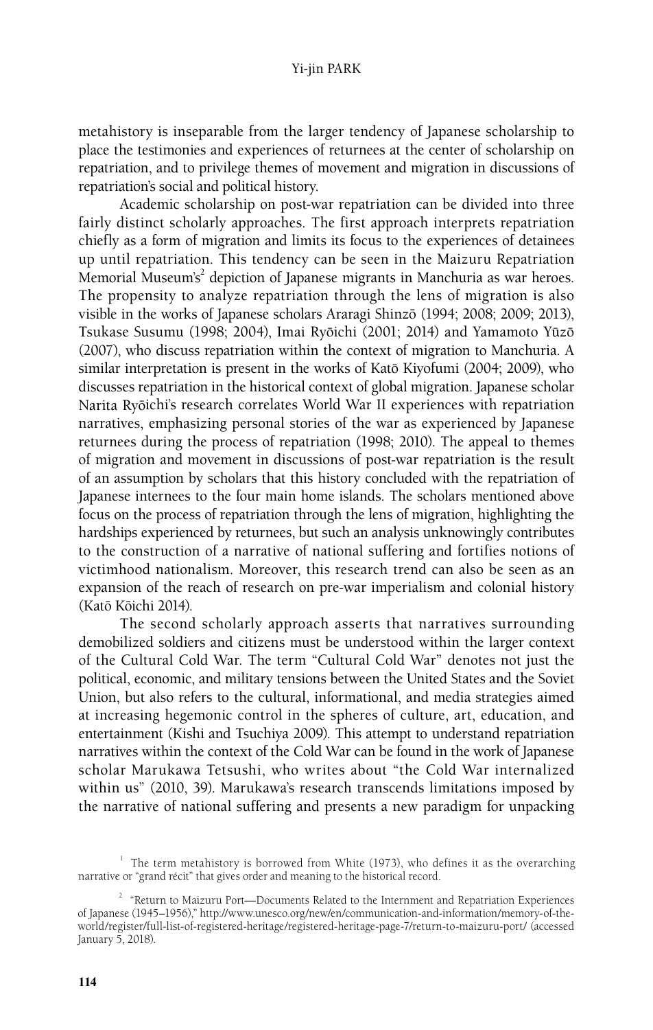metahistory is inseparable from the larger tendency of Japanese scholarship to place the testimonies and experiences of returnees at the center of scholarship on repatriation, and to privilege themes of movement and migration in discussions of repatriation's social and political history.

Academic scholarship on post-war repatriation can be divided into three fairly distinct scholarly approaches. The first approach interprets repatriation chiefly as a form of migration and limits its focus to the experiences of detainees up until repatriation. This tendency can be seen in the Maizuru Repatriation Memorial Museum's[2] depiction of Japanese migrants in Manchuria as war heroes. The propensity to analyze repatriation through the lens of migration is also visible in the works of Japanese scholars Araragi Shinzō (1994; 2008; 2009; 2013), Tsukase Susumu (1998; 2004), Imai Ryōichi (2001; 2014) and Yamamoto Yūzō (2007), who discuss repatriation within the context of migration to Manchuria. A similar interpretation is present in the works of Katō Kiyofumi (2004; 2009), who discusses repatriation in the historical context of global migration. Japanese scholar Narita Ryōichi's research correlates World War II experiences with repatriation narratives, emphasizing personal stories of the war as experienced by Japanese returnees during the process of repatriation (1998; 2010). The appeal to themes of migration and movement in discussions of post-war repatriation is the result of an assumption by scholars that this history concluded with the repatriation of Japanese internees to the four main home islands. The scholars mentioned above focus on the process of repatriation through the lens of migration, highlighting the hardships experienced by returnees, but such an analysis unknowingly contributes to the construction of a narrative of national suffering and fortifies notions of victimhood nationalism. Moreover, this research trend can also be seen as an expansion of the reach of research on pre-war imperialism and colonial history (Katō Kōichi 2014).

The second scholarly approach asserts that narratives surrounding demobilized soldiers and citizens must be understood within the larger context of the Cultural Cold War. The term "Cultural Cold War" denotes not just the political, economic, and military tensions between the United States and the Soviet Union, but also refers to the cultural, informational, and media strategies aimed at increasing hegemonic control in the spheres of culture, art, education, and entertainment (Kishi and Tsuchiya 2009). This attempt to understand repatriation narratives within the context of the Cold War can be found in the work of Japanese scholar Marukawa Tetsushi, who writes about "the Cold War internalized within us" (2010, 39). Marukawa's research transcends limitations imposed by the narrative of national suffering and presents a new paradigm for unpacking

[1] The term metahistory is borrowed from White (1973), who defines it as the overarching narrative or "grand récit" that gives order and meaning to the historical record.

[2] "Return to Maizuru Port—Documents Related to the Internment and Repatriation Experiences of Japanese (1945–1956)," http://www.unesco.org/new/en/communication-and-information/memory-of-the-world/register/full-list-of-registered-heritage/registered-heritage-page-7/return-to-maizuru-port/ (accessed January 5, 2018).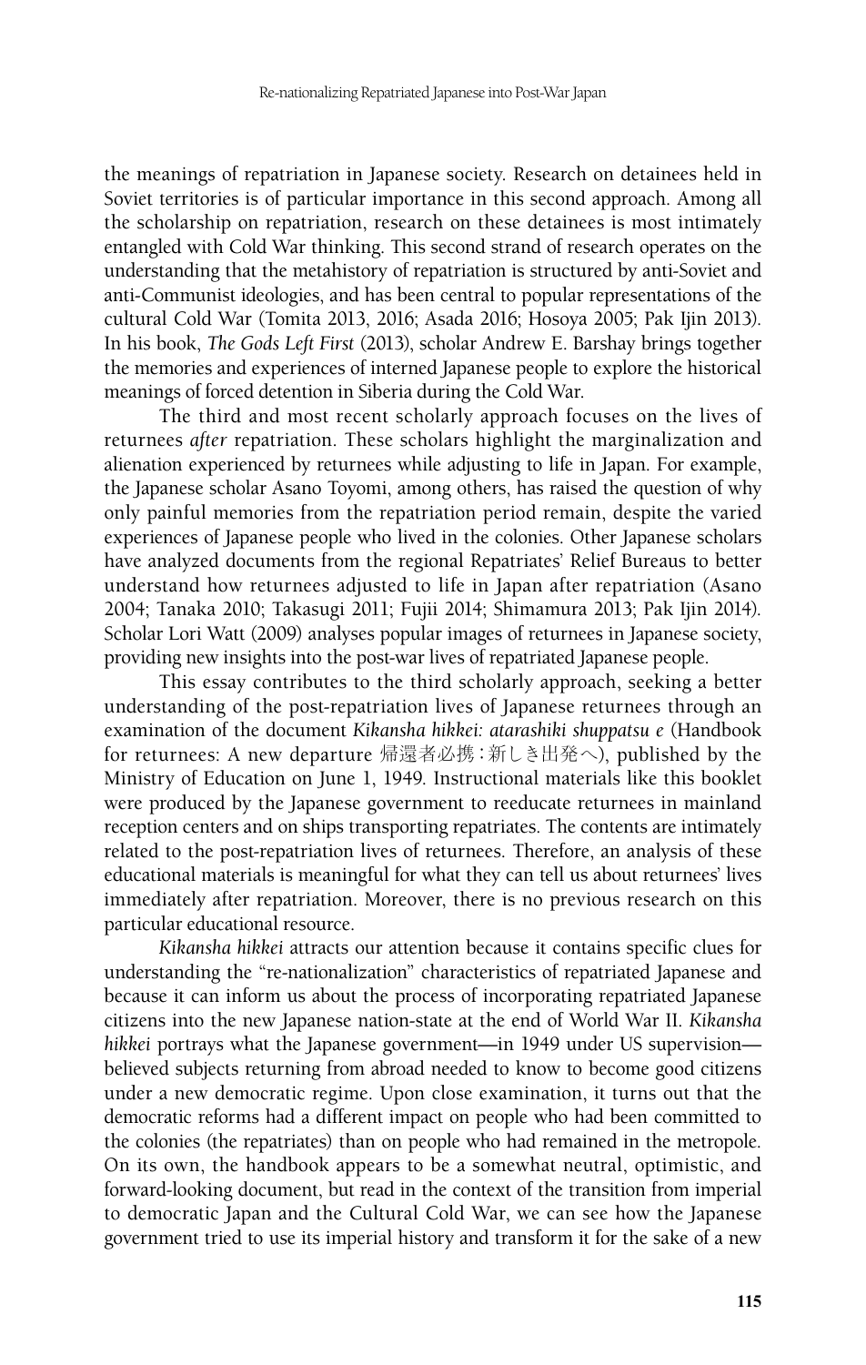the meanings of repatriation in Japanese society. Research on detainees held in Soviet territories is of particular importance in this second approach. Among all the scholarship on repatriation, research on these detainees is most intimately entangled with Cold War thinking. This second strand of research operates on the understanding that the metahistory of repatriation is structured by anti-Soviet and anti-Communist ideologies, and has been central to popular representations of the cultural Cold War (Tomita 2013, 2016; Asada 2016; Hosoya 2005; Pak Ijin 2013). In his book, *The Gods Left First* (2013), scholar Andrew E. Barshay brings together the memories and experiences of interned Japanese people to explore the historical meanings of forced detention in Siberia during the Cold War.

The third and most recent scholarly approach focuses on the lives of returnees *after* repatriation. These scholars highlight the marginalization and alienation experienced by returnees while adjusting to life in Japan. For example, the Japanese scholar Asano Toyomi, among others, has raised the question of why only painful memories from the repatriation period remain, despite the varied experiences of Japanese people who lived in the colonies. Other Japanese scholars have analyzed documents from the regional Repatriates' Relief Bureaus to better understand how returnees adjusted to life in Japan after repatriation (Asano 2004; Tanaka 2010; Takasugi 2011; Fujii 2014; Shimamura 2013; Pak Ijin 2014). Scholar Lori Watt (2009) analyses popular images of returnees in Japanese society, providing new insights into the post-war lives of repatriated Japanese people.

This essay contributes to the third scholarly approach, seeking a better understanding of the post-repatriation lives of Japanese returnees through an examination of the document *Kikansha hikkei: atarashiki shuppatsu e* (Handbook for returnees: A new departure 帰還者必携：新しき出発へ), published by the Ministry of Education on June 1, 1949. Instructional materials like this booklet were produced by the Japanese government to reeducate returnees in mainland reception centers and on ships transporting repatriates. The contents are intimately related to the post-repatriation lives of returnees. Therefore, an analysis of these educational materials is meaningful for what they can tell us about returnees' lives immediately after repatriation. Moreover, there is no previous research on this particular educational resource.

*Kikansha hikkei* attracts our attention because it contains specific clues for understanding the "re-nationalization" characteristics of repatriated Japanese and because it can inform us about the process of incorporating repatriated Japanese citizens into the new Japanese nation-state at the end of World War II. *Kikansha hikkei* portrays what the Japanese government—in 1949 under US supervision—believed subjects returning from abroad needed to know to become good citizens under a new democratic regime. Upon close examination, it turns out that the democratic reforms had a different impact on people who had been committed to the colonies (the repatriates) than on people who had remained in the metropole. On its own, the handbook appears to be a somewhat neutral, optimistic, and forward-looking document, but read in the context of the transition from imperial to democratic Japan and the Cultural Cold War, we can see how the Japanese government tried to use its imperial history and transform it for the sake of a new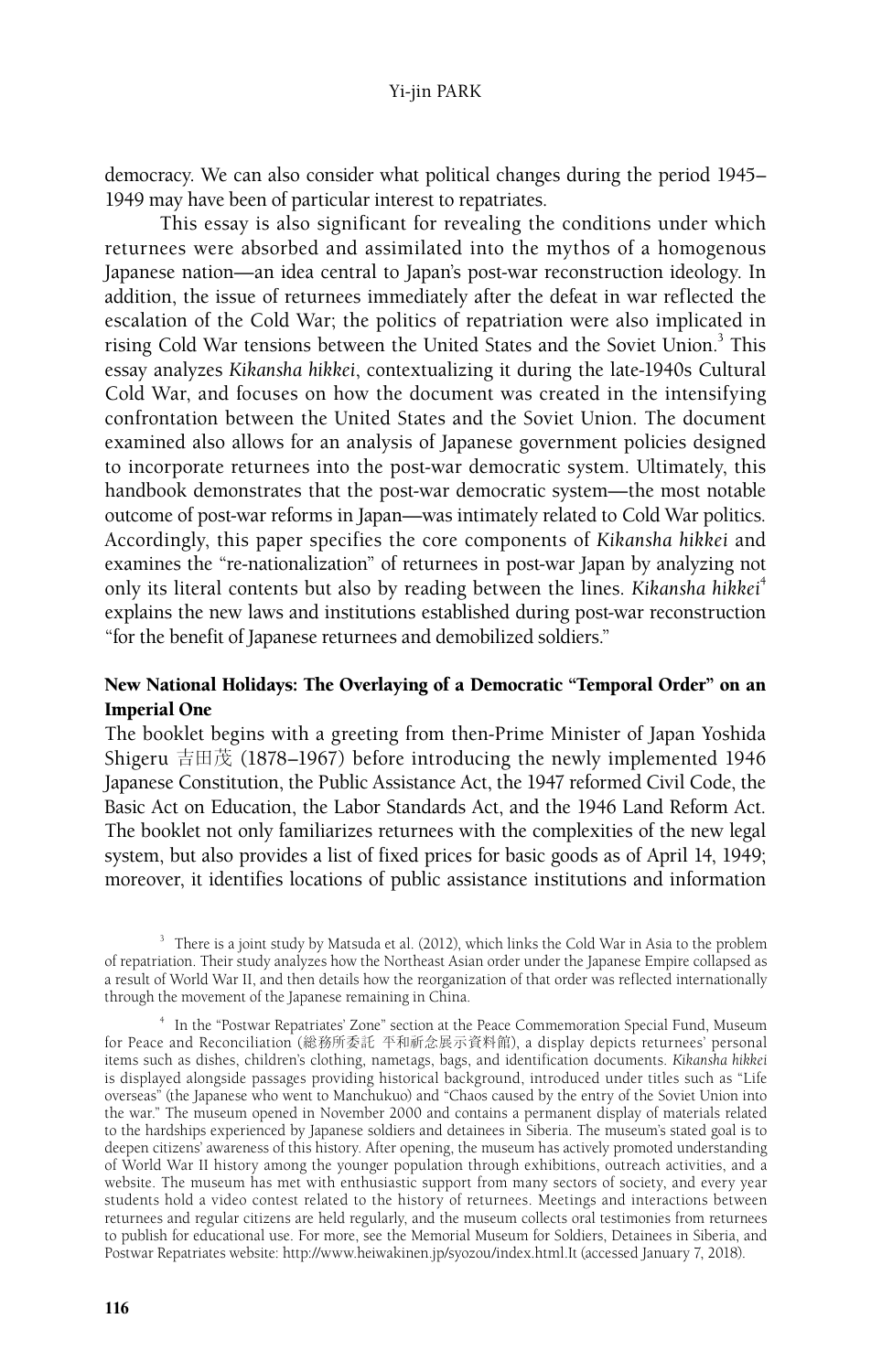democracy. We can also consider what political changes during the period 1945–1949 may have been of particular interest to repatriates.

This essay is also significant for revealing the conditions under which returnees were absorbed and assimilated into the mythos of a homogenous Japanese nation—an idea central to Japan's post-war reconstruction ideology. In addition, the issue of returnees immediately after the defeat in war reflected the escalation of the Cold War; the politics of repatriation were also implicated in rising Cold War tensions between the United States and the Soviet Union.[3] This essay analyzes *Kikansha hikkei*, contextualizing it during the late-1940s Cultural Cold War, and focuses on how the document was created in the intensifying confrontation between the United States and the Soviet Union. The document examined also allows for an analysis of Japanese government policies designed to incorporate returnees into the post-war democratic system. Ultimately, this handbook demonstrates that the post-war democratic system—the most notable outcome of post-war reforms in Japan—was intimately related to Cold War politics. Accordingly, this paper specifies the core components of *Kikansha hikkei* and examines the "re-nationalization" of returnees in post-war Japan by analyzing not only its literal contents but also by reading between the lines. *Kikansha hikkei*[4] explains the new laws and institutions established during post-war reconstruction "for the benefit of Japanese returnees and demobilized soldiers."

## New National Holidays: The Overlaying of a Democratic "Temporal Order" on an Imperial One

The booklet begins with a greeting from then-Prime Minister of Japan Yoshida Shigeru 吉田茂 (1878–1967) before introducing the newly implemented 1946 Japanese Constitution, the Public Assistance Act, the 1947 reformed Civil Code, the Basic Act on Education, the Labor Standards Act, and the 1946 Land Reform Act. The booklet not only familiarizes returnees with the complexities of the new legal system, but also provides a list of fixed prices for basic goods as of April 14, 1949; moreover, it identifies locations of public assistance institutions and information

[3] There is a joint study by Matsuda et al. (2012), which links the Cold War in Asia to the problem of repatriation. Their study analyzes how the Northeast Asian order under the Japanese Empire collapsed as a result of World War II, and then details how the reorganization of that order was reflected internationally through the movement of the Japanese remaining in China.

[4] In the "Postwar Repatriates' Zone" section at the Peace Commemoration Special Fund, Museum for Peace and Reconciliation (総務所委託 平和祈念展示資料館), a display depicts returnees' personal items such as dishes, children's clothing, nametags, bags, and identification documents. *Kikansha hikkei* is displayed alongside passages providing historical background, introduced under titles such as "Life overseas" (the Japanese who went to Manchukuo) and "Chaos caused by the entry of the Soviet Union into the war." The museum opened in November 2000 and contains a permanent display of materials related to the hardships experienced by Japanese soldiers and detainees in Siberia. The museum's stated goal is to deepen citizens' awareness of this history. After opening, the museum has actively promoted understanding of World War II history among the younger population through exhibitions, outreach activities, and a website. The museum has met with enthusiastic support from many sectors of society, and every year students hold a video contest related to the history of returnees. Meetings and interactions between returnees and regular citizens are held regularly, and the museum collects oral testimonies from returnees to publish for educational use. For more, see the Memorial Museum for Soldiers, Detainees in Siberia, and Postwar Repatriates website: http://www.heiwakinen.jp/syozou/index.html.It (accessed January 7, 2018).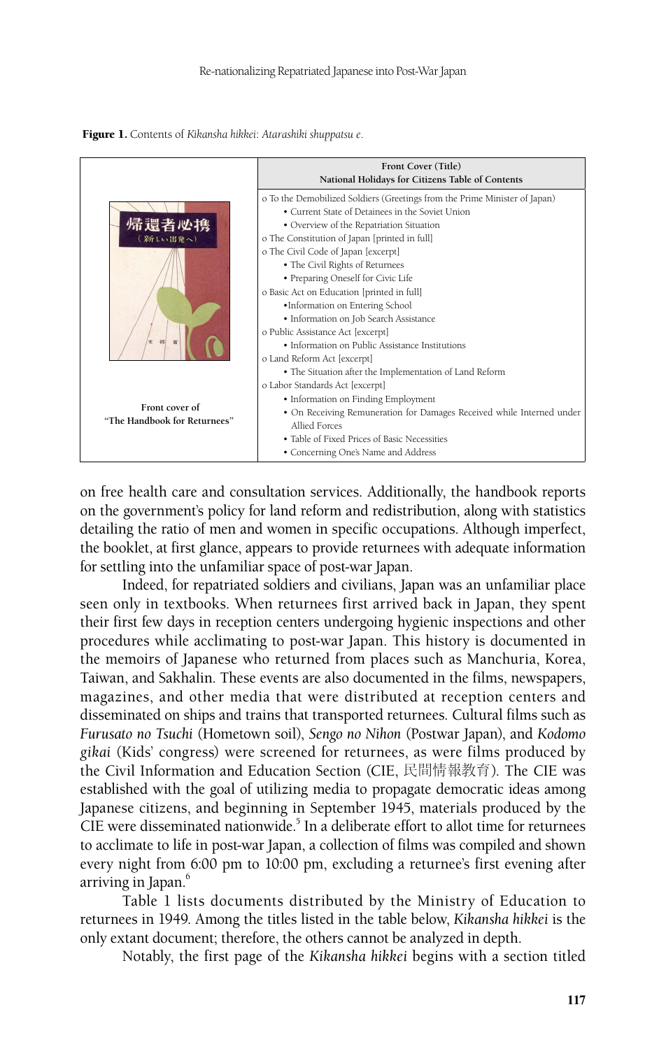**Figure 1.** Contents of *Kikansha hikkei*: *Atarashiki shuppatsu e*.

| | Front Cover (Title)<br>National Holidays for Citizens Table of Contents |
|---|---|
| 帰還者必携<br>（新しい出発へ）<br>文部省<br><br>Front cover of<br>"The Handbook for Returnees" | o To the Demobilized Soldiers (Greetings from the Prime Minister of Japan)<br>• Current State of Detainees in the Soviet Union<br>• Overview of the Repatriation Situation<br>o The Constitution of Japan [printed in full]<br>o The Civil Code of Japan [excerpt]<br>• The Civil Rights of Returnees<br>• Preparing Oneself for Civic Life<br>o Basic Act on Education [printed in full]<br>•Information on Entering School<br>• Information on Job Search Assistance<br>o Public Assistance Act [excerpt]<br>• Information on Public Assistance Institutions<br>o Land Reform Act [excerpt]<br>• The Situation after the Implementation of Land Reform<br>o Labor Standards Act [excerpt]<br>• Information on Finding Employment<br>• On Receiving Remuneration for Damages Received while Interned under Allied Forces<br>• Table of Fixed Prices of Basic Necessities<br>• Concerning One's Name and Address |

on free health care and consultation services. Additionally, the handbook reports on the government's policy for land reform and redistribution, along with statistics detailing the ratio of men and women in specific occupations. Although imperfect, the booklet, at first glance, appears to provide returnees with adequate information for settling into the unfamiliar space of post-war Japan.

Indeed, for repatriated soldiers and civilians, Japan was an unfamiliar place seen only in textbooks. When returnees first arrived back in Japan, they spent their first few days in reception centers undergoing hygienic inspections and other procedures while acclimating to post-war Japan. This history is documented in the memoirs of Japanese who returned from places such as Manchuria, Korea, Taiwan, and Sakhalin. These events are also documented in the films, newspapers, magazines, and other media that were distributed at reception centers and disseminated on ships and trains that transported returnees. Cultural films such as *Furusato no Tsuchi* (Hometown soil), *Sengo no Nihon* (Postwar Japan), and *Kodomo gikai* (Kids' congress) were screened for returnees, as were films produced by the Civil Information and Education Section (CIE, 民間情報教育). The CIE was established with the goal of utilizing media to propagate democratic ideas among Japanese citizens, and beginning in September 1945, materials produced by the CIE were disseminated nationwide.[5] In a deliberate effort to allot time for returnees to acclimate to life in post-war Japan, a collection of films was compiled and shown every night from 6:00 pm to 10:00 pm, excluding a returnee's first evening after arriving in Japan.[6]

Table 1 lists documents distributed by the Ministry of Education to returnees in 1949. Among the titles listed in the table below, *Kikansha hikkei* is the only extant document; therefore, the others cannot be analyzed in depth.

Notably, the first page of the *Kikansha hikkei* begins with a section titled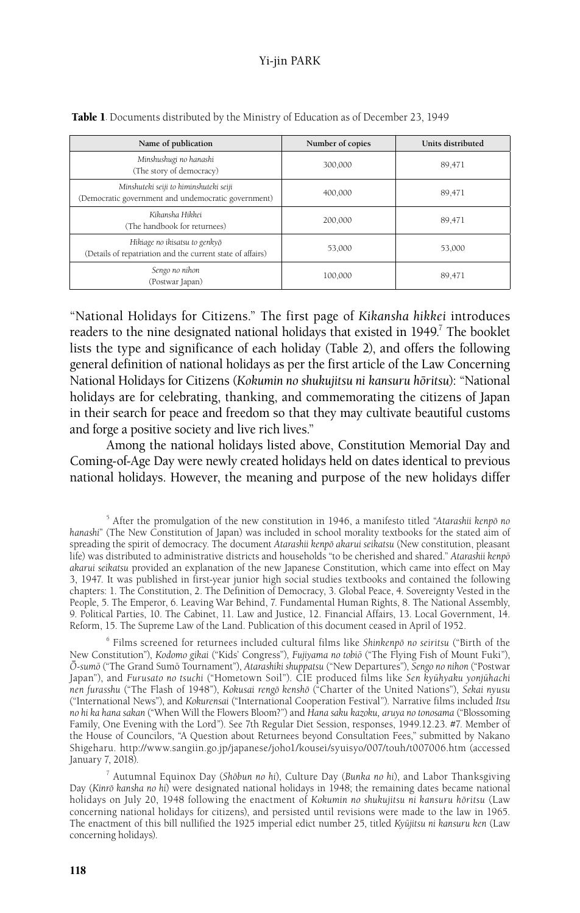**Table 1**. Documents distributed by the Ministry of Education as of December 23, 1949

| Name of publication | Number of copies | Units distributed |
|---|---|---|
| *Minshushugi no hanashi* (The story of democracy) | 300,000 | 89,471 |
| *Minshuteki seiji to himinshuteki seiji* (Democratic government and undemocratic government) | 400,000 | 89,471 |
| *Kikansha Hikkei* (The handbook for returnees) | 200,000 | 89,471 |
| *Hikiage no ikisatsu to genkyō* (Details of repatriation and the current state of affairs) | 53,000 | 53,000 |
| *Sengo no nihon* (Postwar Japan) | 100,000 | 89,471 |

"National Holidays for Citizens." The first page of *Kikansha hikkei* introduces readers to the nine designated national holidays that existed in 1949.[7] The booklet lists the type and significance of each holiday (Table 2), and offers the following general definition of national holidays as per the first article of the Law Concerning National Holidays for Citizens (*Kokumin no shukujitsu ni kansuru hōritsu*): "National holidays are for celebrating, thanking, and commemorating the citizens of Japan in their search for peace and freedom so that they may cultivate beautiful customs and forge a positive society and live rich lives."

Among the national holidays listed above, Constitution Memorial Day and Coming-of-Age Day were newly created holidays held on dates identical to previous national holidays. However, the meaning and purpose of the new holidays differ

[5] After the promulgation of the new constitution in 1946, a manifesto titled "*Atarashii kenpō no hanashi*" (The New Constitution of Japan) was included in school morality textbooks for the stated aim of spreading the spirit of democracy. The document *Atarashii kenpō akarui seikatsu* (New constitution, pleasant life) was distributed to administrative districts and households "to be cherished and shared." *Atarashii kenpō akarui seikatsu* provided an explanation of the new Japanese Constitution, which came into effect on May 3, 1947. It was published in first-year junior high social studies textbooks and contained the following chapters: 1. The Constitution, 2. The Definition of Democracy, 3. Global Peace, 4. Sovereignty Vested in the People, 5. The Emperor, 6. Leaving War Behind, 7. Fundamental Human Rights, 8. The National Assembly, 9. Political Parties, 10. The Cabinet, 11. Law and Justice, 12. Financial Affairs, 13. Local Government, 14. Reform, 15. The Supreme Law of the Land. Publication of this document ceased in April of 1952.

[6] Films screened for returnees included cultural films like *Shinkenpō no seiritsu* ("Birth of the New Constitution"), *Kodomo gikai* ("Kids' Congress"), *Fujiyama no tobiō* ("The Flying Fish of Mount Fuki"), *Ō-sumō* ("The Grand Sumō Tournament"), *Atarashiki shuppatsu* ("New Departures"), *Sengo no nihon* ("Postwar Japan"), and *Furusato no tsuchi* ("Hometown Soil"). CIE produced films like *Sen kyūhyaku yonjūhachi nen furasshu* ("The Flash of 1948"), *Kokusai rengō kenshō* ("Charter of the United Nations"), *Sekai nyusu* ("International News"), and *Kokurensai* ("International Cooperation Festival"). Narrative films included *Itsu no hi ka hana sakan* ("When Will the Flowers Bloom?") and *Hana saku kazoku, aruya no tonosama* ("Blossoming Family, One Evening with the Lord"). See 7th Regular Diet Session, responses, 1949.12.23. #7. Member of the House of Councilors, "A Question about Returnees beyond Consultation Fees," submitted by Nakano Shigeharu. http://www.sangiin.go.jp/japanese/joho1/kousei/syuisyo/007/touh/t007006.htm (accessed January 7, 2018).

[7] Autumnal Equinox Day (*Shōbun no hi*), Culture Day (*Bunka no hi*), and Labor Thanksgiving Day (*Kinrō kansha no hi*) were designated national holidays in 1948; the remaining dates became national holidays on July 20, 1948 following the enactment of *Kokumin no shukujitsu ni kansuru hōritsu* (Law concerning national holidays for citizens), and persisted until revisions were made to the law in 1965. The enactment of this bill nullified the 1925 imperial edict number 25, titled *Kyūjitsu ni kansuru ken* (Law concerning holidays).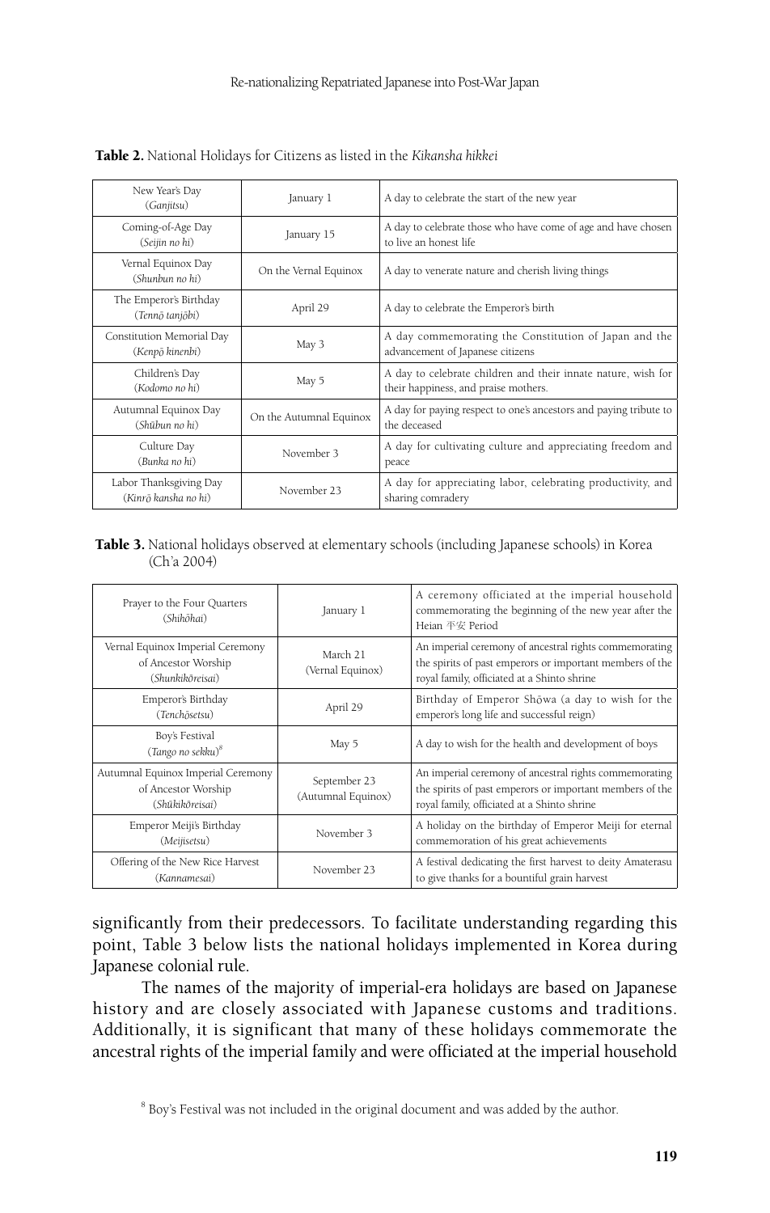**Table 2.** National Holidays for Citizens as listed in the *Kikansha hikkei*

| | | |
|---|---|---|
| New Year's Day (*Ganjitsu*) | January 1 | A day to celebrate the start of the new year |
| Coming-of-Age Day (*Seijin no hi*) | January 15 | A day to celebrate those who have come of age and have chosen to live an honest life |
| Vernal Equinox Day (*Shunbun no hi*) | On the Vernal Equinox | A day to venerate nature and cherish living things |
| The Emperor's Birthday (*Tennō tanjōbi*) | April 29 | A day to celebrate the Emperor's birth |
| Constitution Memorial Day (*Kenpō kinenbi*) | May 3 | A day commemorating the Constitution of Japan and the advancement of Japanese citizens |
| Children's Day (*Kodomo no hi*) | May 5 | A day to celebrate children and their innate nature, wish for their happiness, and praise mothers. |
| Autumnal Equinox Day (*Shūbun no hi*) | On the Autumnal Equinox | A day for paying respect to one's ancestors and paying tribute to the deceased |
| Culture Day (*Bunka no hi*) | November 3 | A day for cultivating culture and appreciating freedom and peace |
| Labor Thanksgiving Day (*Kinrō kansha no hi*) | November 23 | A day for appreciating labor, celebrating productivity, and sharing comradery |

**Table 3.** National holidays observed at elementary schools (including Japanese schools) in Korea (Ch'a 2004)

| | | |
|---|---|---|
| Prayer to the Four Quarters (*Shihōhai*) | January 1 | A ceremony officiated at the imperial household commemorating the beginning of the new year after the Heian 平安 Period |
| Vernal Equinox Imperial Ceremony of Ancestor Worship (*Shunkikōreisai*) | March 21 (Vernal Equinox) | An imperial ceremony of ancestral rights commemorating the spirits of past emperors or important members of the royal family, officiated at a Shinto shrine |
| Emperor's Birthday (*Tenchōsetsu*) | April 29 | Birthday of Emperor Shōwa (a day to wish for the emperor's long life and successful reign) |
| Boy's Festival (*Tango no sekku*)[8] | May 5 | A day to wish for the health and development of boys |
| Autumnal Equinox Imperial Ceremony of Ancestor Worship (*Shūkikōreisai*) | September 23 (Autumnal Equinox) | An imperial ceremony of ancestral rights commemorating the spirits of past emperors or important members of the royal family, officiated at a Shinto shrine |
| Emperor Meiji's Birthday (*Meijisetsu*) | November 3 | A holiday on the birthday of Emperor Meiji for eternal commemoration of his great achievements |
| Offering of the New Rice Harvest (*Kannamesai*) | November 23 | A festival dedicating the first harvest to deity Amaterasu to give thanks for a bountiful grain harvest |

significantly from their predecessors. To facilitate understanding regarding this point, Table 3 below lists the national holidays implemented in Korea during Japanese colonial rule.

The names of the majority of imperial-era holidays are based on Japanese history and are closely associated with Japanese customs and traditions. Additionally, it is significant that many of these holidays commemorate the ancestral rights of the imperial family and were officiated at the imperial household

[8] Boy's Festival was not included in the original document and was added by the author.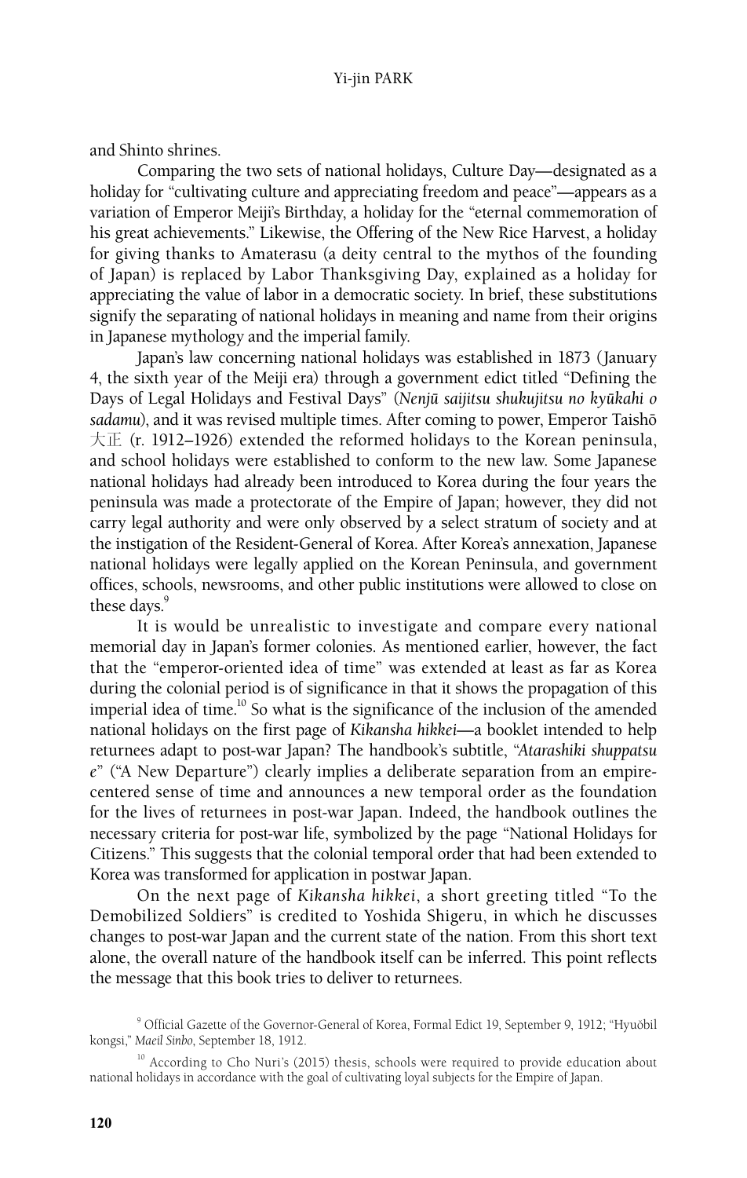and Shinto shrines.

Comparing the two sets of national holidays, Culture Day—designated as a holiday for "cultivating culture and appreciating freedom and peace"—appears as a variation of Emperor Meiji's Birthday, a holiday for the "eternal commemoration of his great achievements." Likewise, the Offering of the New Rice Harvest, a holiday for giving thanks to Amaterasu (a deity central to the mythos of the founding of Japan) is replaced by Labor Thanksgiving Day, explained as a holiday for appreciating the value of labor in a democratic society. In brief, these substitutions signify the separating of national holidays in meaning and name from their origins in Japanese mythology and the imperial family.

Japan's law concerning national holidays was established in 1873 (January 4, the sixth year of the Meiji era) through a government edict titled "Defining the Days of Legal Holidays and Festival Days" (*Nenjū saijitsu shukujitsu no kyūkahi o sadamu*), and it was revised multiple times. After coming to power, Emperor Taishō 大正 (r. 1912–1926) extended the reformed holidays to the Korean peninsula, and school holidays were established to conform to the new law. Some Japanese national holidays had already been introduced to Korea during the four years the peninsula was made a protectorate of the Empire of Japan; however, they did not carry legal authority and were only observed by a select stratum of society and at the instigation of the Resident-General of Korea. After Korea's annexation, Japanese national holidays were legally applied on the Korean Peninsula, and government offices, schools, newsrooms, and other public institutions were allowed to close on these days.[9]

It is would be unrealistic to investigate and compare every national memorial day in Japan's former colonies. As mentioned earlier, however, the fact that the "emperor-oriented idea of time" was extended at least as far as Korea during the colonial period is of significance in that it shows the propagation of this imperial idea of time.[10] So what is the significance of the inclusion of the amended national holidays on the first page of *Kikansha hikkei*—a booklet intended to help returnees adapt to post-war Japan? The handbook's subtitle, "*Atarashiki shuppatsu e*" ("A New Departure") clearly implies a deliberate separation from an empire-centered sense of time and announces a new temporal order as the foundation for the lives of returnees in post-war Japan. Indeed, the handbook outlines the necessary criteria for post-war life, symbolized by the page "National Holidays for Citizens." This suggests that the colonial temporal order that had been extended to Korea was transformed for application in postwar Japan.

On the next page of *Kikansha hikkei*, a short greeting titled "To the Demobilized Soldiers" is credited to Yoshida Shigeru, in which he discusses changes to post-war Japan and the current state of the nation. From this short text alone, the overall nature of the handbook itself can be inferred. This point reflects the message that this book tries to deliver to returnees.

[9] Official Gazette of the Governor-General of Korea, Formal Edict 19, September 9, 1912; "Hyuŏbil kongsi," *Maeil Sinbo*, September 18, 1912.

[10] According to Cho Nuri's (2015) thesis, schools were required to provide education about national holidays in accordance with the goal of cultivating loyal subjects for the Empire of Japan.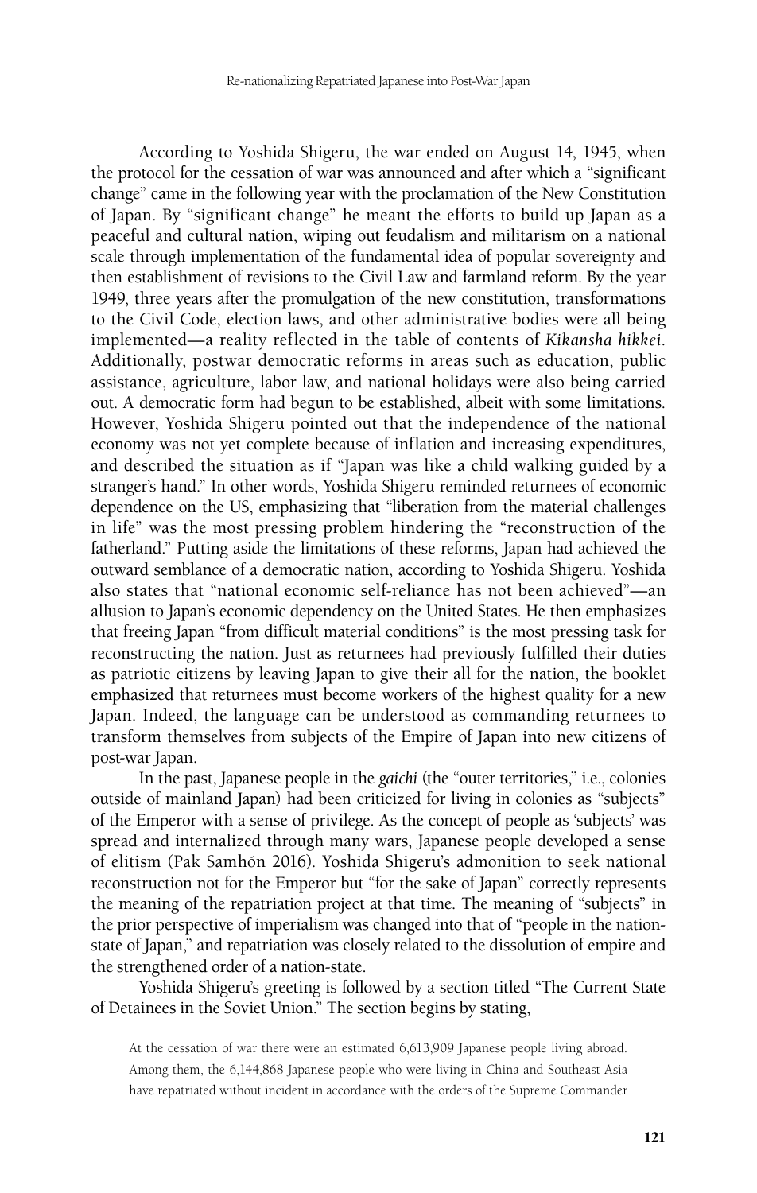According to Yoshida Shigeru, the war ended on August 14, 1945, when the protocol for the cessation of war was announced and after which a "significant change" came in the following year with the proclamation of the New Constitution of Japan. By "significant change" he meant the efforts to build up Japan as a peaceful and cultural nation, wiping out feudalism and militarism on a national scale through implementation of the fundamental idea of popular sovereignty and then establishment of revisions to the Civil Law and farmland reform. By the year 1949, three years after the promulgation of the new constitution, transformations to the Civil Code, election laws, and other administrative bodies were all being implemented—a reality reflected in the table of contents of *Kikansha hikkei*. Additionally, postwar democratic reforms in areas such as education, public assistance, agriculture, labor law, and national holidays were also being carried out. A democratic form had begun to be established, albeit with some limitations. However, Yoshida Shigeru pointed out that the independence of the national economy was not yet complete because of inflation and increasing expenditures, and described the situation as if "Japan was like a child walking guided by a stranger's hand." In other words, Yoshida Shigeru reminded returnees of economic dependence on the US, emphasizing that "liberation from the material challenges in life" was the most pressing problem hindering the "reconstruction of the fatherland." Putting aside the limitations of these reforms, Japan had achieved the outward semblance of a democratic nation, according to Yoshida Shigeru. Yoshida also states that "national economic self-reliance has not been achieved"—an allusion to Japan's economic dependency on the United States. He then emphasizes that freeing Japan "from difficult material conditions" is the most pressing task for reconstructing the nation. Just as returnees had previously fulfilled their duties as patriotic citizens by leaving Japan to give their all for the nation, the booklet emphasized that returnees must become workers of the highest quality for a new Japan. Indeed, the language can be understood as commanding returnees to transform themselves from subjects of the Empire of Japan into new citizens of post-war Japan.

In the past, Japanese people in the *gaichi* (the "outer territories," i.e., colonies outside of mainland Japan) had been criticized for living in colonies as "subjects" of the Emperor with a sense of privilege. As the concept of people as 'subjects' was spread and internalized through many wars, Japanese people developed a sense of elitism (Pak Samhŏn 2016). Yoshida Shigeru's admonition to seek national reconstruction not for the Emperor but "for the sake of Japan" correctly represents the meaning of the repatriation project at that time. The meaning of "subjects" in the prior perspective of imperialism was changed into that of "people in the nation-state of Japan," and repatriation was closely related to the dissolution of empire and the strengthened order of a nation-state.

Yoshida Shigeru's greeting is followed by a section titled "The Current State of Detainees in the Soviet Union." The section begins by stating,

> At the cessation of war there were an estimated 6,613,909 Japanese people living abroad. Among them, the 6,144,868 Japanese people who were living in China and Southeast Asia have repatriated without incident in accordance with the orders of the Supreme Commander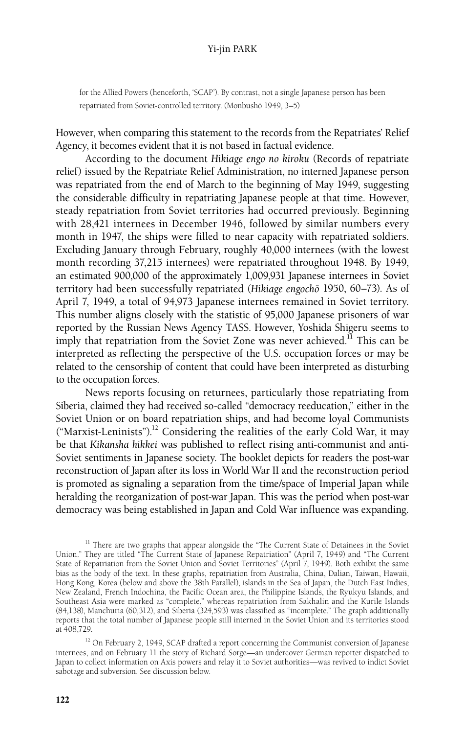> for the Allied Powers (henceforth, 'SCAP'). By contrast, not a single Japanese person has been repatriated from Soviet-controlled territory. (Monbushō 1949, 3–5)

However, when comparing this statement to the records from the Repatriates' Relief Agency, it becomes evident that it is not based in factual evidence.

According to the document *Hikiage engo no kiroku* (Records of repatriate relief) issued by the Repatriate Relief Administration, no interned Japanese person was repatriated from the end of March to the beginning of May 1949, suggesting the considerable difficulty in repatriating Japanese people at that time. However, steady repatriation from Soviet territories had occurred previously. Beginning with 28,421 internees in December 1946, followed by similar numbers every month in 1947, the ships were filled to near capacity with repatriated soldiers. Excluding January through February, roughly 40,000 internees (with the lowest month recording 37,215 internees) were repatriated throughout 1948. By 1949, an estimated 900,000 of the approximately 1,009,931 Japanese internees in Soviet territory had been successfully repatriated (*Hikiage engochō* 1950, 60–73). As of April 7, 1949, a total of 94,973 Japanese internees remained in Soviet territory. This number aligns closely with the statistic of 95,000 Japanese prisoners of war reported by the Russian News Agency TASS. However, Yoshida Shigeru seems to imply that repatriation from the Soviet Zone was never achieved.[11] This can be interpreted as reflecting the perspective of the U.S. occupation forces or may be related to the censorship of content that could have been interpreted as disturbing to the occupation forces.

News reports focusing on returnees, particularly those repatriating from Siberia, claimed they had received so-called "democracy reeducation," either in the Soviet Union or on board repatriation ships, and had become loyal Communists ("Marxist-Leninists").[12] Considering the realities of the early Cold War, it may be that *Kikansha hikkei* was published to reflect rising anti-communist and anti-Soviet sentiments in Japanese society. The booklet depicts for readers the post-war reconstruction of Japan after its loss in World War II and the reconstruction period is promoted as signaling a separation from the time/space of Imperial Japan while heralding the reorganization of post-war Japan. This was the period when post-war democracy was being established in Japan and Cold War influence was expanding.

[11] There are two graphs that appear alongside the "The Current State of Detainees in the Soviet Union." They are titled "The Current State of Japanese Repatriation" (April 7, 1949) and "The Current State of Repatriation from the Soviet Union and Soviet Territories" (April 7, 1949). Both exhibit the same bias as the body of the text. In these graphs, repatriation from Australia, China, Dalian, Taiwan, Hawaii, Hong Kong, Korea (below and above the 38th Parallel), islands in the Sea of Japan, the Dutch East Indies, New Zealand, French Indochina, the Pacific Ocean area, the Philippine Islands, the Ryukyu Islands, and Southeast Asia were marked as "complete," whereas repatriation from Sakhalin and the Kurile Islands (84,138), Manchuria (60,312), and Siberia (324,593) was classified as "incomplete." The graph additionally reports that the total number of Japanese people still interned in the Soviet Union and its territories stood at 408,729.

[12] On February 2, 1949, SCAP drafted a report concerning the Communist conversion of Japanese internees, and on February 11 the story of Richard Sorge—an undercover German reporter dispatched to Japan to collect information on Axis powers and relay it to Soviet authorities—was revived to indict Soviet sabotage and subversion. See discussion below.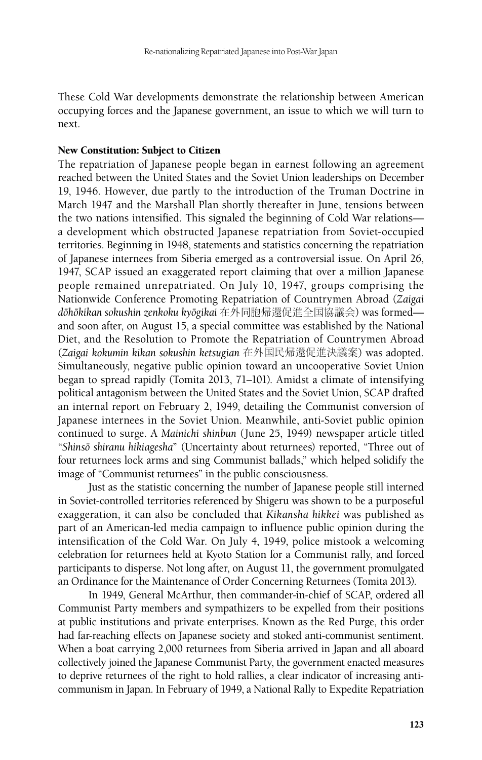These Cold War developments demonstrate the relationship between American occupying forces and the Japanese government, an issue to which we will turn to next.

### New Constitution: Subject to Citizen

The repatriation of Japanese people began in earnest following an agreement reached between the United States and the Soviet Union leaderships on December 19, 1946. However, due partly to the introduction of the Truman Doctrine in March 1947 and the Marshall Plan shortly thereafter in June, tensions between the two nations intensified. This signaled the beginning of Cold War relations—a development which obstructed Japanese repatriation from Soviet-occupied territories. Beginning in 1948, statements and statistics concerning the repatriation of Japanese internees from Siberia emerged as a controversial issue. On April 26, 1947, SCAP issued an exaggerated report claiming that over a million Japanese people remained unrepatriated. On July 10, 1947, groups comprising the Nationwide Conference Promoting Repatriation of Countrymen Abroad (*Zaigai dōhōkikan sokushin zenkoku kyōgikai* 在外同胞帰還促進全国協議会) was formed—and soon after, on August 15, a special committee was established by the National Diet, and the Resolution to Promote the Repatriation of Countrymen Abroad (*Zaigai kokumin kikan sokushin ketsugian* 在外国民帰還促進決議案) was adopted. Simultaneously, negative public opinion toward an uncooperative Soviet Union began to spread rapidly (Tomita 2013, 71–101). Amidst a climate of intensifying political antagonism between the United States and the Soviet Union, SCAP drafted an internal report on February 2, 1949, detailing the Communist conversion of Japanese internees in the Soviet Union. Meanwhile, anti-Soviet public opinion continued to surge. A *Mainichi shinbun* (June 25, 1949) newspaper article titled "*Shinsō shiranu hikiagesha*" (Uncertainty about returnees) reported, "Three out of four returnees lock arms and sing Communist ballads," which helped solidify the image of "Communist returnees" in the public consciousness.

Just as the statistic concerning the number of Japanese people still interned in Soviet-controlled territories referenced by Shigeru was shown to be a purposeful exaggeration, it can also be concluded that *Kikansha hikkei* was published as part of an American-led media campaign to influence public opinion during the intensification of the Cold War. On July 4, 1949, police mistook a welcoming celebration for returnees held at Kyoto Station for a Communist rally, and forced participants to disperse. Not long after, on August 11, the government promulgated an Ordinance for the Maintenance of Order Concerning Returnees (Tomita 2013).

In 1949, General McArthur, then commander-in-chief of SCAP, ordered all Communist Party members and sympathizers to be expelled from their positions at public institutions and private enterprises. Known as the Red Purge, this order had far-reaching effects on Japanese society and stoked anti-communist sentiment. When a boat carrying 2,000 returnees from Siberia arrived in Japan and all aboard collectively joined the Japanese Communist Party, the government enacted measures to deprive returnees of the right to hold rallies, a clear indicator of increasing anti-communism in Japan. In February of 1949, a National Rally to Expedite Repatriation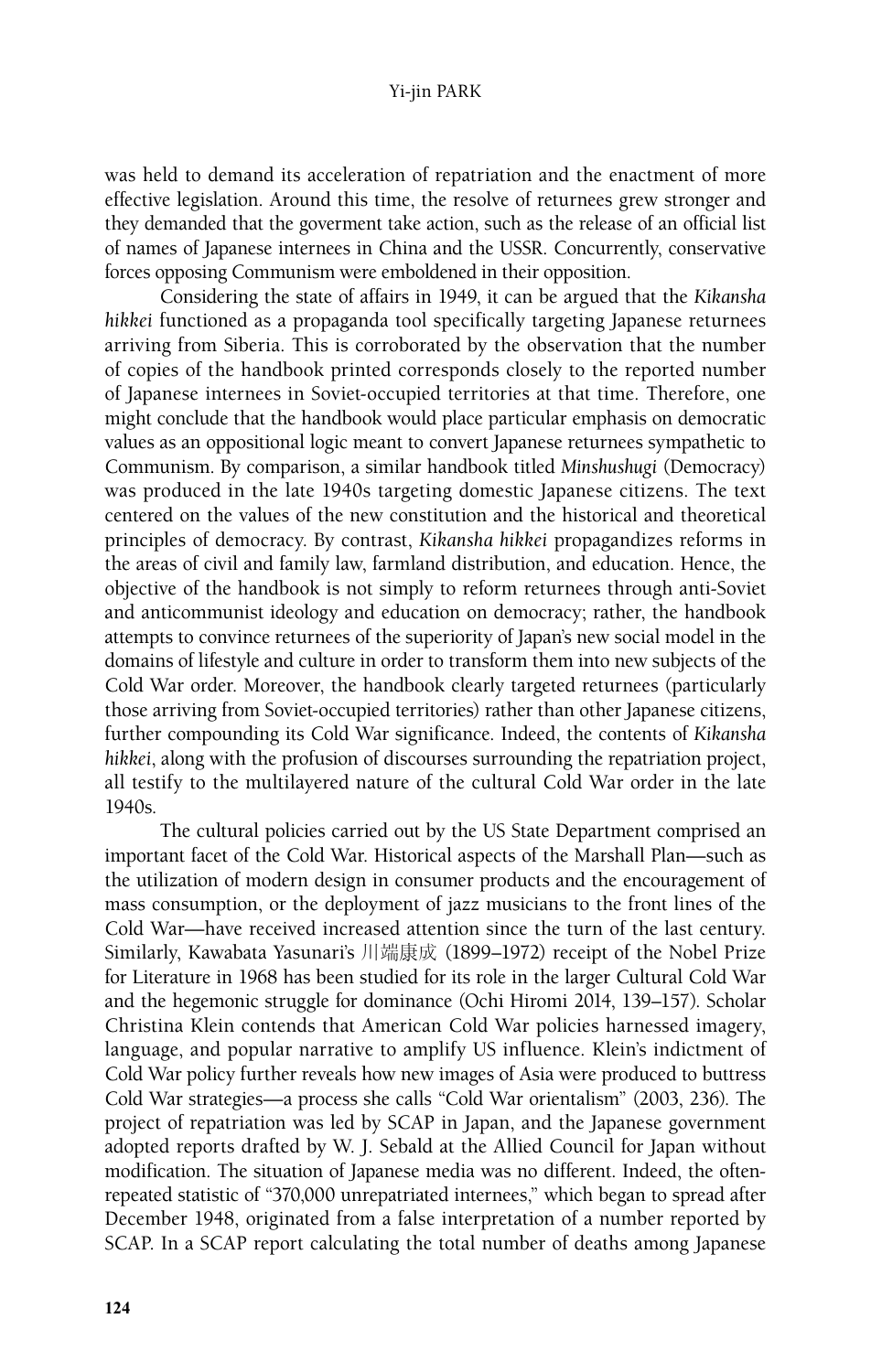was held to demand its acceleration of repatriation and the enactment of more effective legislation. Around this time, the resolve of returnees grew stronger and they demanded that the goverment take action, such as the release of an official list of names of Japanese internees in China and the USSR. Concurrently, conservative forces opposing Communism were emboldened in their opposition.

Considering the state of affairs in 1949, it can be argued that the *Kikansha hikkei* functioned as a propaganda tool specifically targeting Japanese returnees arriving from Siberia. This is corroborated by the observation that the number of copies of the handbook printed corresponds closely to the reported number of Japanese internees in Soviet-occupied territories at that time. Therefore, one might conclude that the handbook would place particular emphasis on democratic values as an oppositional logic meant to convert Japanese returnees sympathetic to Communism. By comparison, a similar handbook titled *Minshushugi* (Democracy) was produced in the late 1940s targeting domestic Japanese citizens. The text centered on the values of the new constitution and the historical and theoretical principles of democracy. By contrast, *Kikansha hikkei* propagandizes reforms in the areas of civil and family law, farmland distribution, and education. Hence, the objective of the handbook is not simply to reform returnees through anti-Soviet and anticommunist ideology and education on democracy; rather, the handbook attempts to convince returnees of the superiority of Japan's new social model in the domains of lifestyle and culture in order to transform them into new subjects of the Cold War order. Moreover, the handbook clearly targeted returnees (particularly those arriving from Soviet-occupied territories) rather than other Japanese citizens, further compounding its Cold War significance. Indeed, the contents of *Kikansha hikkei*, along with the profusion of discourses surrounding the repatriation project, all testify to the multilayered nature of the cultural Cold War order in the late 1940s.

The cultural policies carried out by the US State Department comprised an important facet of the Cold War. Historical aspects of the Marshall Plan—such as the utilization of modern design in consumer products and the encouragement of mass consumption, or the deployment of jazz musicians to the front lines of the Cold War—have received increased attention since the turn of the last century. Similarly, Kawabata Yasunari's 川端康成 (1899–1972) receipt of the Nobel Prize for Literature in 1968 has been studied for its role in the larger Cultural Cold War and the hegemonic struggle for dominance (Ochi Hiromi 2014, 139–157). Scholar Christina Klein contends that American Cold War policies harnessed imagery, language, and popular narrative to amplify US influence. Klein's indictment of Cold War policy further reveals how new images of Asia were produced to buttress Cold War strategies—a process she calls "Cold War orientalism" (2003, 236). The project of repatriation was led by SCAP in Japan, and the Japanese government adopted reports drafted by W. J. Sebald at the Allied Council for Japan without modification. The situation of Japanese media was no different. Indeed, the often-repeated statistic of "370,000 unrepatriated internees," which began to spread after December 1948, originated from a false interpretation of a number reported by SCAP. In a SCAP report calculating the total number of deaths among Japanese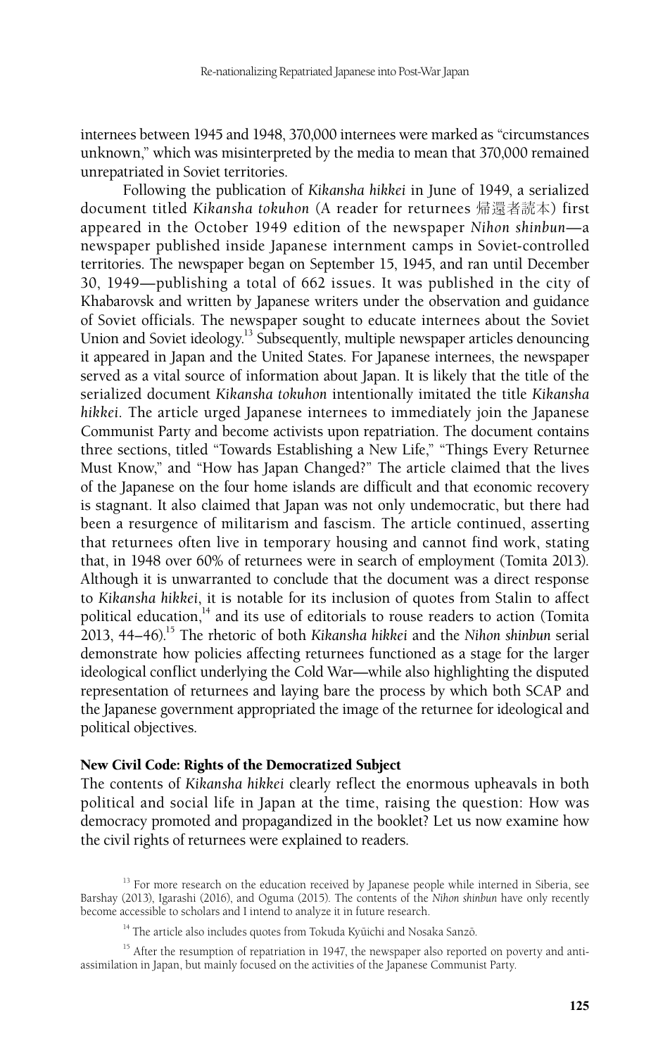internees between 1945 and 1948, 370,000 internees were marked as "circumstances unknown," which was misinterpreted by the media to mean that 370,000 remained unrepatriated in Soviet territories.

Following the publication of *Kikansha hikkei* in June of 1949, a serialized document titled *Kikansha tokuhon* (A reader for returnees 帰還者読本) first appeared in the October 1949 edition of the newspaper *Nihon shinbun*—a newspaper published inside Japanese internment camps in Soviet-controlled territories. The newspaper began on September 15, 1945, and ran until December 30, 1949—publishing a total of 662 issues. It was published in the city of Khabarovsk and written by Japanese writers under the observation and guidance of Soviet officials. The newspaper sought to educate internees about the Soviet Union and Soviet ideology.[13] Subsequently, multiple newspaper articles denouncing it appeared in Japan and the United States. For Japanese internees, the newspaper served as a vital source of information about Japan. It is likely that the title of the serialized document *Kikansha tokuhon* intentionally imitated the title *Kikansha hikkei*. The article urged Japanese internees to immediately join the Japanese Communist Party and become activists upon repatriation. The document contains three sections, titled "Towards Establishing a New Life," "Things Every Returnee Must Know," and "How has Japan Changed?" The article claimed that the lives of the Japanese on the four home islands are difficult and that economic recovery is stagnant. It also claimed that Japan was not only undemocratic, but there had been a resurgence of militarism and fascism. The article continued, asserting that returnees often live in temporary housing and cannot find work, stating that, in 1948 over 60% of returnees were in search of employment (Tomita 2013). Although it is unwarranted to conclude that the document was a direct response to *Kikansha hikkei*, it is notable for its inclusion of quotes from Stalin to affect political education,[14] and its use of editorials to rouse readers to action (Tomita 2013, 44–46).[15] The rhetoric of both *Kikansha hikkei* and the *Nihon shinbun* serial demonstrate how policies affecting returnees functioned as a stage for the larger ideological conflict underlying the Cold War—while also highlighting the disputed representation of returnees and laying bare the process by which both SCAP and the Japanese government appropriated the image of the returnee for ideological and political objectives.

## New Civil Code: Rights of the Democratized Subject

The contents of *Kikansha hikkei* clearly reflect the enormous upheavals in both political and social life in Japan at the time, raising the question: How was democracy promoted and propagandized in the booklet? Let us now examine how the civil rights of returnees were explained to readers.

[13] For more research on the education received by Japanese people while interned in Siberia, see Barshay (2013), Igarashi (2016), and Oguma (2015). The contents of the *Nihon shinbun* have only recently become accessible to scholars and I intend to analyze it in future research.

[14] The article also includes quotes from Tokuda Kyūichi and Nosaka Sanzō.

[15] After the resumption of repatriation in 1947, the newspaper also reported on poverty and anti-assimilation in Japan, but mainly focused on the activities of the Japanese Communist Party.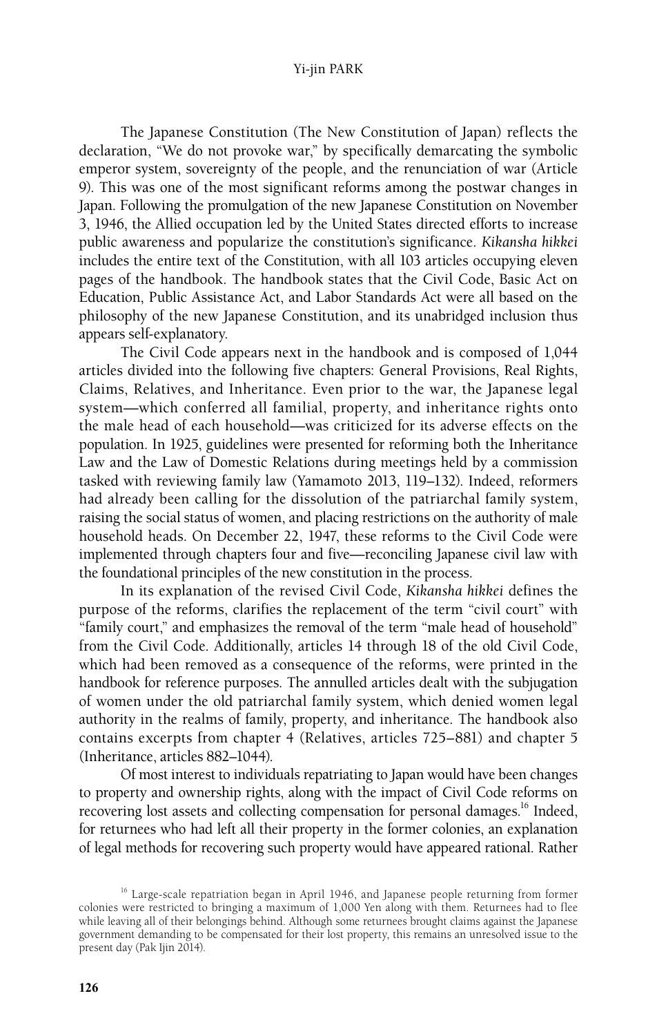The Japanese Constitution (The New Constitution of Japan) reflects the declaration, "We do not provoke war," by specifically demarcating the symbolic emperor system, sovereignty of the people, and the renunciation of war (Article 9). This was one of the most significant reforms among the postwar changes in Japan. Following the promulgation of the new Japanese Constitution on November 3, 1946, the Allied occupation led by the United States directed efforts to increase public awareness and popularize the constitution's significance. *Kikansha hikkei* includes the entire text of the Constitution, with all 103 articles occupying eleven pages of the handbook. The handbook states that the Civil Code, Basic Act on Education, Public Assistance Act, and Labor Standards Act were all based on the philosophy of the new Japanese Constitution, and its unabridged inclusion thus appears self-explanatory.

The Civil Code appears next in the handbook and is composed of 1,044 articles divided into the following five chapters: General Provisions, Real Rights, Claims, Relatives, and Inheritance. Even prior to the war, the Japanese legal system—which conferred all familial, property, and inheritance rights onto the male head of each household—was criticized for its adverse effects on the population. In 1925, guidelines were presented for reforming both the Inheritance Law and the Law of Domestic Relations during meetings held by a commission tasked with reviewing family law (Yamamoto 2013, 119–132). Indeed, reformers had already been calling for the dissolution of the patriarchal family system, raising the social status of women, and placing restrictions on the authority of male household heads. On December 22, 1947, these reforms to the Civil Code were implemented through chapters four and five—reconciling Japanese civil law with the foundational principles of the new constitution in the process.

In its explanation of the revised Civil Code, *Kikansha hikkei* defines the purpose of the reforms, clarifies the replacement of the term "civil court" with "family court," and emphasizes the removal of the term "male head of household" from the Civil Code. Additionally, articles 14 through 18 of the old Civil Code, which had been removed as a consequence of the reforms, were printed in the handbook for reference purposes. The annulled articles dealt with the subjugation of women under the old patriarchal family system, which denied women legal authority in the realms of family, property, and inheritance. The handbook also contains excerpts from chapter 4 (Relatives, articles 725–881) and chapter 5 (Inheritance, articles 882–1044).

Of most interest to individuals repatriating to Japan would have been changes to property and ownership rights, along with the impact of Civil Code reforms on recovering lost assets and collecting compensation for personal damages.[16] Indeed, for returnees who had left all their property in the former colonies, an explanation of legal methods for recovering such property would have appeared rational. Rather

[16] Large-scale repatriation began in April 1946, and Japanese people returning from former colonies were restricted to bringing a maximum of 1,000 Yen along with them. Returnees had to flee while leaving all of their belongings behind. Although some returnees brought claims against the Japanese government demanding to be compensated for their lost property, this remains an unresolved issue to the present day (Pak Ijin 2014).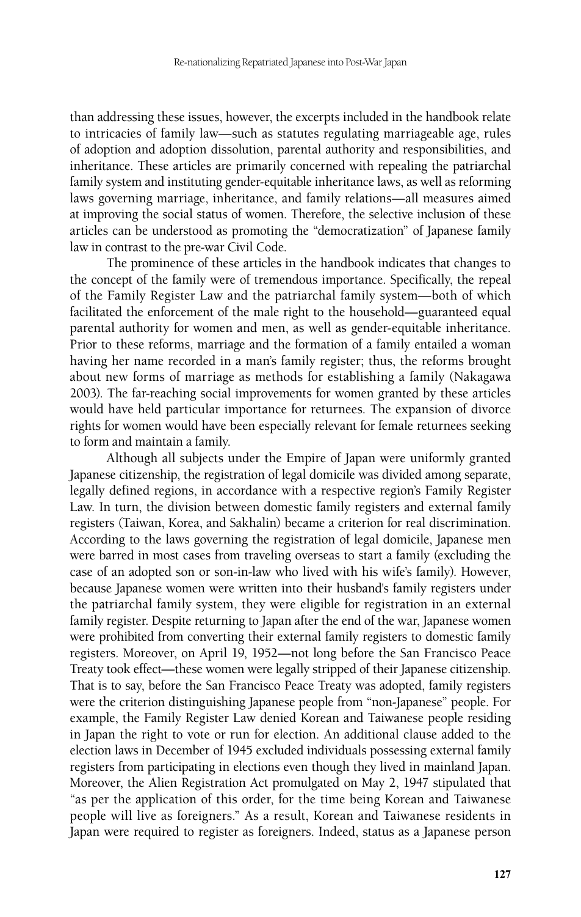than addressing these issues, however, the excerpts included in the handbook relate to intricacies of family law—such as statutes regulating marriageable age, rules of adoption and adoption dissolution, parental authority and responsibilities, and inheritance. These articles are primarily concerned with repealing the patriarchal family system and instituting gender-equitable inheritance laws, as well as reforming laws governing marriage, inheritance, and family relations—all measures aimed at improving the social status of women. Therefore, the selective inclusion of these articles can be understood as promoting the "democratization" of Japanese family law in contrast to the pre-war Civil Code.

The prominence of these articles in the handbook indicates that changes to the concept of the family were of tremendous importance. Specifically, the repeal of the Family Register Law and the patriarchal family system—both of which facilitated the enforcement of the male right to the household—guaranteed equal parental authority for women and men, as well as gender-equitable inheritance. Prior to these reforms, marriage and the formation of a family entailed a woman having her name recorded in a man's family register; thus, the reforms brought about new forms of marriage as methods for establishing a family (Nakagawa 2003). The far-reaching social improvements for women granted by these articles would have held particular importance for returnees. The expansion of divorce rights for women would have been especially relevant for female returnees seeking to form and maintain a family.

Although all subjects under the Empire of Japan were uniformly granted Japanese citizenship, the registration of legal domicile was divided among separate, legally defined regions, in accordance with a respective region's Family Register Law. In turn, the division between domestic family registers and external family registers (Taiwan, Korea, and Sakhalin) became a criterion for real discrimination. According to the laws governing the registration of legal domicile, Japanese men were barred in most cases from traveling overseas to start a family (excluding the case of an adopted son or son-in-law who lived with his wife's family). However, because Japanese women were written into their husband's family registers under the patriarchal family system, they were eligible for registration in an external family register. Despite returning to Japan after the end of the war, Japanese women were prohibited from converting their external family registers to domestic family registers. Moreover, on April 19, 1952—not long before the San Francisco Peace Treaty took effect—these women were legally stripped of their Japanese citizenship. That is to say, before the San Francisco Peace Treaty was adopted, family registers were the criterion distinguishing Japanese people from "non-Japanese" people. For example, the Family Register Law denied Korean and Taiwanese people residing in Japan the right to vote or run for election. An additional clause added to the election laws in December of 1945 excluded individuals possessing external family registers from participating in elections even though they lived in mainland Japan. Moreover, the Alien Registration Act promulgated on May 2, 1947 stipulated that "as per the application of this order, for the time being Korean and Taiwanese people will live as foreigners." As a result, Korean and Taiwanese residents in Japan were required to register as foreigners. Indeed, status as a Japanese person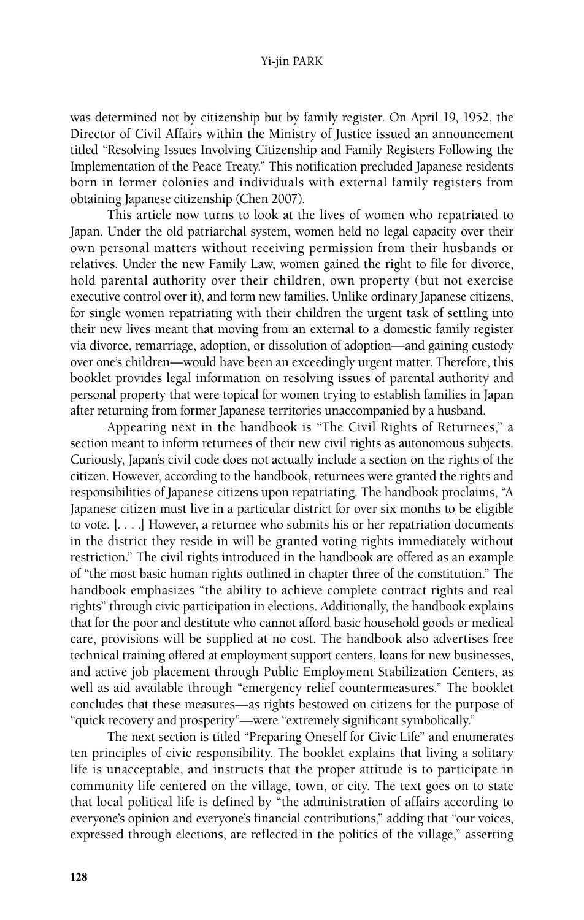was determined not by citizenship but by family register. On April 19, 1952, the Director of Civil Affairs within the Ministry of Justice issued an announcement titled "Resolving Issues Involving Citizenship and Family Registers Following the Implementation of the Peace Treaty." This notification precluded Japanese residents born in former colonies and individuals with external family registers from obtaining Japanese citizenship (Chen 2007).

This article now turns to look at the lives of women who repatriated to Japan. Under the old patriarchal system, women held no legal capacity over their own personal matters without receiving permission from their husbands or relatives. Under the new Family Law, women gained the right to file for divorce, hold parental authority over their children, own property (but not exercise executive control over it), and form new families. Unlike ordinary Japanese citizens, for single women repatriating with their children the urgent task of settling into their new lives meant that moving from an external to a domestic family register via divorce, remarriage, adoption, or dissolution of adoption—and gaining custody over one's children—would have been an exceedingly urgent matter. Therefore, this booklet provides legal information on resolving issues of parental authority and personal property that were topical for women trying to establish families in Japan after returning from former Japanese territories unaccompanied by a husband.

Appearing next in the handbook is "The Civil Rights of Returnees," a section meant to inform returnees of their new civil rights as autonomous subjects. Curiously, Japan's civil code does not actually include a section on the rights of the citizen. However, according to the handbook, returnees were granted the rights and responsibilities of Japanese citizens upon repatriating. The handbook proclaims, "A Japanese citizen must live in a particular district for over six months to be eligible to vote. [. . . .] However, a returnee who submits his or her repatriation documents in the district they reside in will be granted voting rights immediately without restriction." The civil rights introduced in the handbook are offered as an example of "the most basic human rights outlined in chapter three of the constitution." The handbook emphasizes "the ability to achieve complete contract rights and real rights" through civic participation in elections. Additionally, the handbook explains that for the poor and destitute who cannot afford basic household goods or medical care, provisions will be supplied at no cost. The handbook also advertises free technical training offered at employment support centers, loans for new businesses, and active job placement through Public Employment Stabilization Centers, as well as aid available through "emergency relief countermeasures." The booklet concludes that these measures—as rights bestowed on citizens for the purpose of "quick recovery and prosperity"—were "extremely significant symbolically."

The next section is titled "Preparing Oneself for Civic Life" and enumerates ten principles of civic responsibility. The booklet explains that living a solitary life is unacceptable, and instructs that the proper attitude is to participate in community life centered on the village, town, or city. The text goes on to state that local political life is defined by "the administration of affairs according to everyone's opinion and everyone's financial contributions," adding that "our voices, expressed through elections, are reflected in the politics of the village," asserting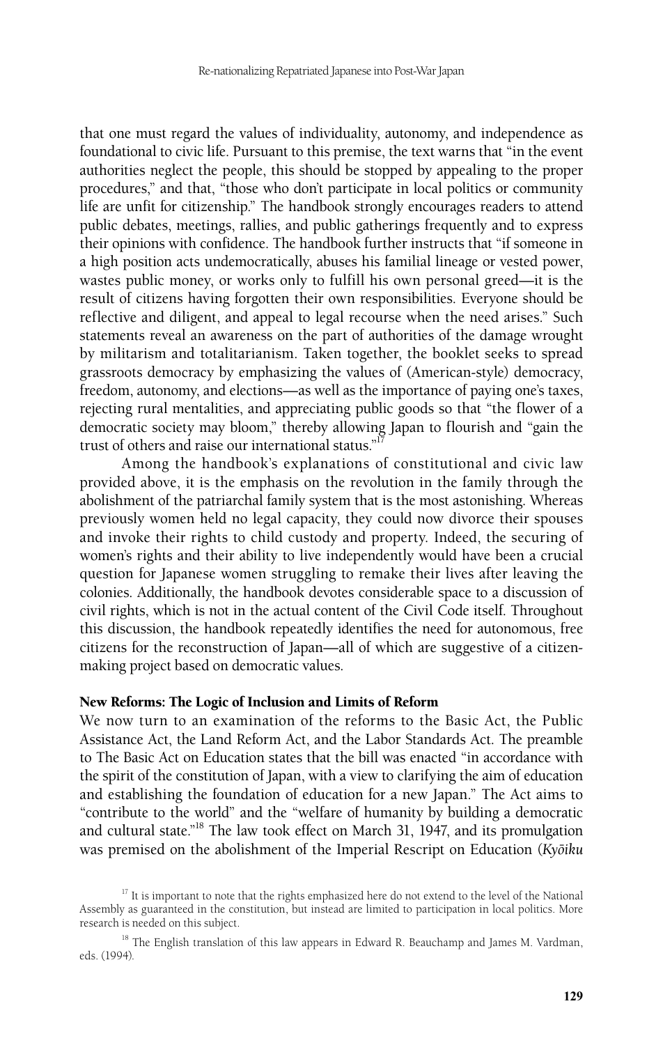that one must regard the values of individuality, autonomy, and independence as foundational to civic life. Pursuant to this premise, the text warns that "in the event authorities neglect the people, this should be stopped by appealing to the proper procedures," and that, "those who don't participate in local politics or community life are unfit for citizenship." The handbook strongly encourages readers to attend public debates, meetings, rallies, and public gatherings frequently and to express their opinions with confidence. The handbook further instructs that "if someone in a high position acts undemocratically, abuses his familial lineage or vested power, wastes public money, or works only to fulfill his own personal greed—it is the result of citizens having forgotten their own responsibilities. Everyone should be reflective and diligent, and appeal to legal recourse when the need arises." Such statements reveal an awareness on the part of authorities of the damage wrought by militarism and totalitarianism. Taken together, the booklet seeks to spread grassroots democracy by emphasizing the values of (American-style) democracy, freedom, autonomy, and elections—as well as the importance of paying one's taxes, rejecting rural mentalities, and appreciating public goods so that "the flower of a democratic society may bloom," thereby allowing Japan to flourish and "gain the trust of others and raise our international status."[17]

Among the handbook's explanations of constitutional and civic law provided above, it is the emphasis on the revolution in the family through the abolishment of the patriarchal family system that is the most astonishing. Whereas previously women held no legal capacity, they could now divorce their spouses and invoke their rights to child custody and property. Indeed, the securing of women's rights and their ability to live independently would have been a crucial question for Japanese women struggling to remake their lives after leaving the colonies. Additionally, the handbook devotes considerable space to a discussion of civil rights, which is not in the actual content of the Civil Code itself. Throughout this discussion, the handbook repeatedly identifies the need for autonomous, free citizens for the reconstruction of Japan—all of which are suggestive of a citizen-making project based on democratic values.

### New Reforms: The Logic of Inclusion and Limits of Reform

We now turn to an examination of the reforms to the Basic Act, the Public Assistance Act, the Land Reform Act, and the Labor Standards Act. The preamble to The Basic Act on Education states that the bill was enacted "in accordance with the spirit of the constitution of Japan, with a view to clarifying the aim of education and establishing the foundation of education for a new Japan." The Act aims to "contribute to the world" and the "welfare of humanity by building a democratic and cultural state."[18] The law took effect on March 31, 1947, and its promulgation was premised on the abolishment of the Imperial Rescript on Education (*Kyōiku*

[17] It is important to note that the rights emphasized here do not extend to the level of the National Assembly as guaranteed in the constitution, but instead are limited to participation in local politics. More research is needed on this subject.

[18] The English translation of this law appears in Edward R. Beauchamp and James M. Vardman, eds. (1994).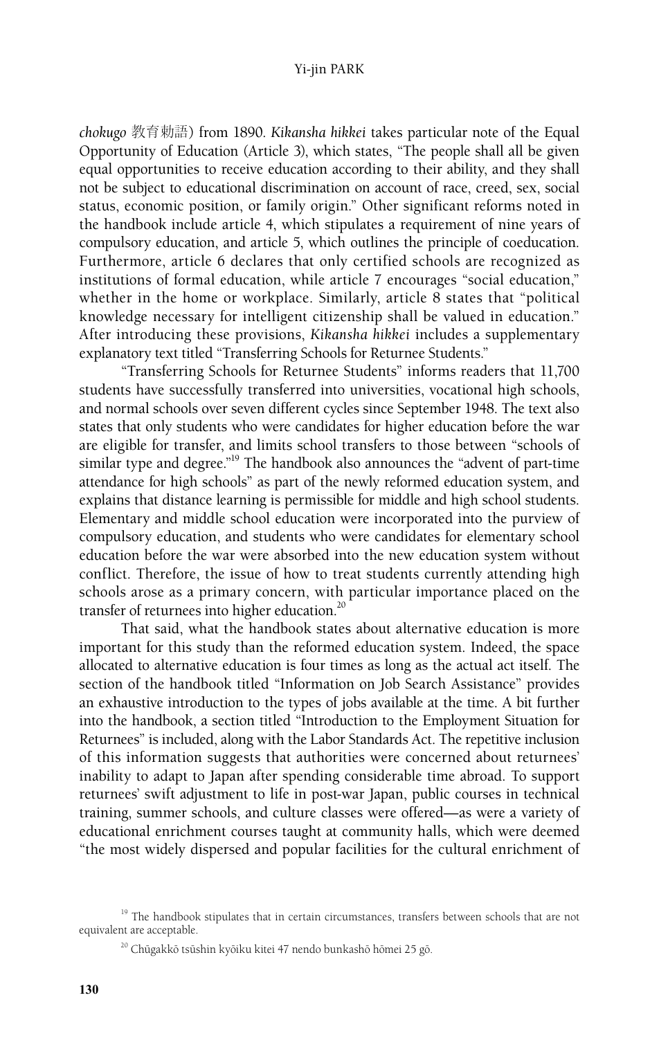*chokugo* 教育勅語) from 1890. *Kikansha hikkei* takes particular note of the Equal Opportunity of Education (Article 3), which states, "The people shall all be given equal opportunities to receive education according to their ability, and they shall not be subject to educational discrimination on account of race, creed, sex, social status, economic position, or family origin." Other significant reforms noted in the handbook include article 4, which stipulates a requirement of nine years of compulsory education, and article 5, which outlines the principle of coeducation. Furthermore, article 6 declares that only certified schools are recognized as institutions of formal education, while article 7 encourages "social education," whether in the home or workplace. Similarly, article 8 states that "political knowledge necessary for intelligent citizenship shall be valued in education." After introducing these provisions, *Kikansha hikkei* includes a supplementary explanatory text titled "Transferring Schools for Returnee Students."

"Transferring Schools for Returnee Students" informs readers that 11,700 students have successfully transferred into universities, vocational high schools, and normal schools over seven different cycles since September 1948. The text also states that only students who were candidates for higher education before the war are eligible for transfer, and limits school transfers to those between "schools of similar type and degree."[19] The handbook also announces the "advent of part-time attendance for high schools" as part of the newly reformed education system, and explains that distance learning is permissible for middle and high school students. Elementary and middle school education were incorporated into the purview of compulsory education, and students who were candidates for elementary school education before the war were absorbed into the new education system without conflict. Therefore, the issue of how to treat students currently attending high schools arose as a primary concern, with particular importance placed on the transfer of returnees into higher education.[20]

That said, what the handbook states about alternative education is more important for this study than the reformed education system. Indeed, the space allocated to alternative education is four times as long as the actual act itself. The section of the handbook titled "Information on Job Search Assistance" provides an exhaustive introduction to the types of jobs available at the time. A bit further into the handbook, a section titled "Introduction to the Employment Situation for Returnees" is included, along with the Labor Standards Act. The repetitive inclusion of this information suggests that authorities were concerned about returnees' inability to adapt to Japan after spending considerable time abroad. To support returnees' swift adjustment to life in post-war Japan, public courses in technical training, summer schools, and culture classes were offered—as were a variety of educational enrichment courses taught at community halls, which were deemed "the most widely dispersed and popular facilities for the cultural enrichment of

[19] The handbook stipulates that in certain circumstances, transfers between schools that are not equivalent are acceptable.

[20] Chūgakkō tsūshin kyōiku kitei 47 nendo bunkashō hōmei 25 gō.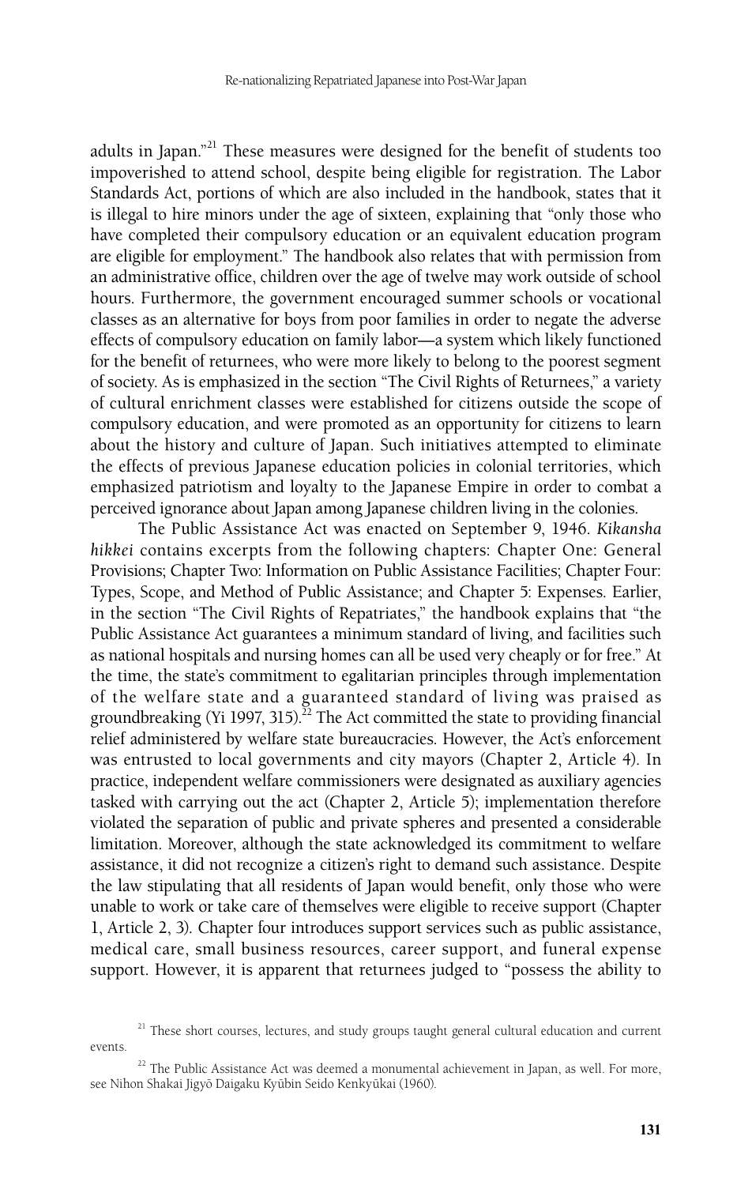adults in Japan."[21] These measures were designed for the benefit of students too impoverished to attend school, despite being eligible for registration. The Labor Standards Act, portions of which are also included in the handbook, states that it is illegal to hire minors under the age of sixteen, explaining that "only those who have completed their compulsory education or an equivalent education program are eligible for employment." The handbook also relates that with permission from an administrative office, children over the age of twelve may work outside of school hours. Furthermore, the government encouraged summer schools or vocational classes as an alternative for boys from poor families in order to negate the adverse effects of compulsory education on family labor—a system which likely functioned for the benefit of returnees, who were more likely to belong to the poorest segment of society. As is emphasized in the section "The Civil Rights of Returnees," a variety of cultural enrichment classes were established for citizens outside the scope of compulsory education, and were promoted as an opportunity for citizens to learn about the history and culture of Japan. Such initiatives attempted to eliminate the effects of previous Japanese education policies in colonial territories, which emphasized patriotism and loyalty to the Japanese Empire in order to combat a perceived ignorance about Japan among Japanese children living in the colonies.

The Public Assistance Act was enacted on September 9, 1946. *Kikansha hikkei* contains excerpts from the following chapters: Chapter One: General Provisions; Chapter Two: Information on Public Assistance Facilities; Chapter Four: Types, Scope, and Method of Public Assistance; and Chapter 5: Expenses. Earlier, in the section "The Civil Rights of Repatriates," the handbook explains that "the Public Assistance Act guarantees a minimum standard of living, and facilities such as national hospitals and nursing homes can all be used very cheaply or for free." At the time, the state's commitment to egalitarian principles through implementation of the welfare state and a guaranteed standard of living was praised as groundbreaking (Yi 1997, 315).[22] The Act committed the state to providing financial relief administered by welfare state bureaucracies. However, the Act's enforcement was entrusted to local governments and city mayors (Chapter 2, Article 4). In practice, independent welfare commissioners were designated as auxiliary agencies tasked with carrying out the act (Chapter 2, Article 5); implementation therefore violated the separation of public and private spheres and presented a considerable limitation. Moreover, although the state acknowledged its commitment to welfare assistance, it did not recognize a citizen's right to demand such assistance. Despite the law stipulating that all residents of Japan would benefit, only those who were unable to work or take care of themselves were eligible to receive support (Chapter 1, Article 2, 3). Chapter four introduces support services such as public assistance, medical care, small business resources, career support, and funeral expense support. However, it is apparent that returnees judged to "possess the ability to

[21] These short courses, lectures, and study groups taught general cultural education and current events.

[22] The Public Assistance Act was deemed a monumental achievement in Japan, as well. For more, see Nihon Shakai Jigyō Daigaku Kyūbin Seido Kenkyūkai (1960).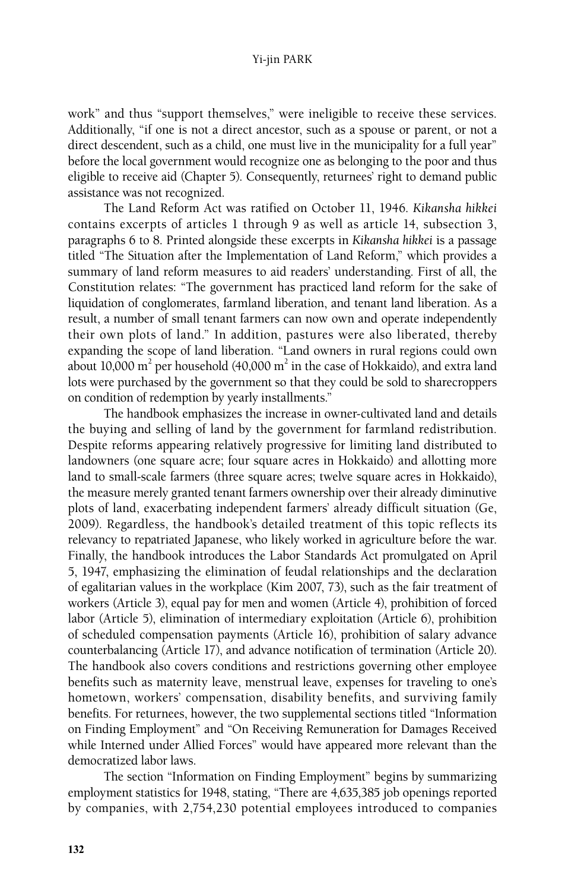work" and thus "support themselves," were ineligible to receive these services. Additionally, "if one is not a direct ancestor, such as a spouse or parent, or not a direct descendent, such as a child, one must live in the municipality for a full year" before the local government would recognize one as belonging to the poor and thus eligible to receive aid (Chapter 5). Consequently, returnees' right to demand public assistance was not recognized.

The Land Reform Act was ratified on October 11, 1946. *Kikansha hikkei* contains excerpts of articles 1 through 9 as well as article 14, subsection 3, paragraphs 6 to 8. Printed alongside these excerpts in *Kikansha hikkei* is a passage titled "The Situation after the Implementation of Land Reform," which provides a summary of land reform measures to aid readers' understanding. First of all, the Constitution relates: "The government has practiced land reform for the sake of liquidation of conglomerates, farmland liberation, and tenant land liberation. As a result, a number of small tenant farmers can now own and operate independently their own plots of land." In addition, pastures were also liberated, thereby expanding the scope of land liberation. "Land owners in rural regions could own about 10,000 $m^2$ per household (40,000 $m^2$ in the case of Hokkaido), and extra land lots were purchased by the government so that they could be sold to sharecroppers on condition of redemption by yearly installments."

The handbook emphasizes the increase in owner-cultivated land and details the buying and selling of land by the government for farmland redistribution. Despite reforms appearing relatively progressive for limiting land distributed to landowners (one square acre; four square acres in Hokkaido) and allotting more land to small-scale farmers (three square acres; twelve square acres in Hokkaido), the measure merely granted tenant farmers ownership over their already diminutive plots of land, exacerbating independent farmers' already difficult situation (Ge, 2009). Regardless, the handbook's detailed treatment of this topic reflects its relevancy to repatriated Japanese, who likely worked in agriculture before the war. Finally, the handbook introduces the Labor Standards Act promulgated on April 5, 1947, emphasizing the elimination of feudal relationships and the declaration of egalitarian values in the workplace (Kim 2007, 73), such as the fair treatment of workers (Article 3), equal pay for men and women (Article 4), prohibition of forced labor (Article 5), elimination of intermediary exploitation (Article 6), prohibition of scheduled compensation payments (Article 16), prohibition of salary advance counterbalancing (Article 17), and advance notification of termination (Article 20). The handbook also covers conditions and restrictions governing other employee benefits such as maternity leave, menstrual leave, expenses for traveling to one's hometown, workers' compensation, disability benefits, and surviving family benefits. For returnees, however, the two supplemental sections titled "Information on Finding Employment" and "On Receiving Remuneration for Damages Received while Interned under Allied Forces" would have appeared more relevant than the democratized labor laws.

The section "Information on Finding Employment" begins by summarizing employment statistics for 1948, stating, "There are 4,635,385 job openings reported by companies, with 2,754,230 potential employees introduced to companies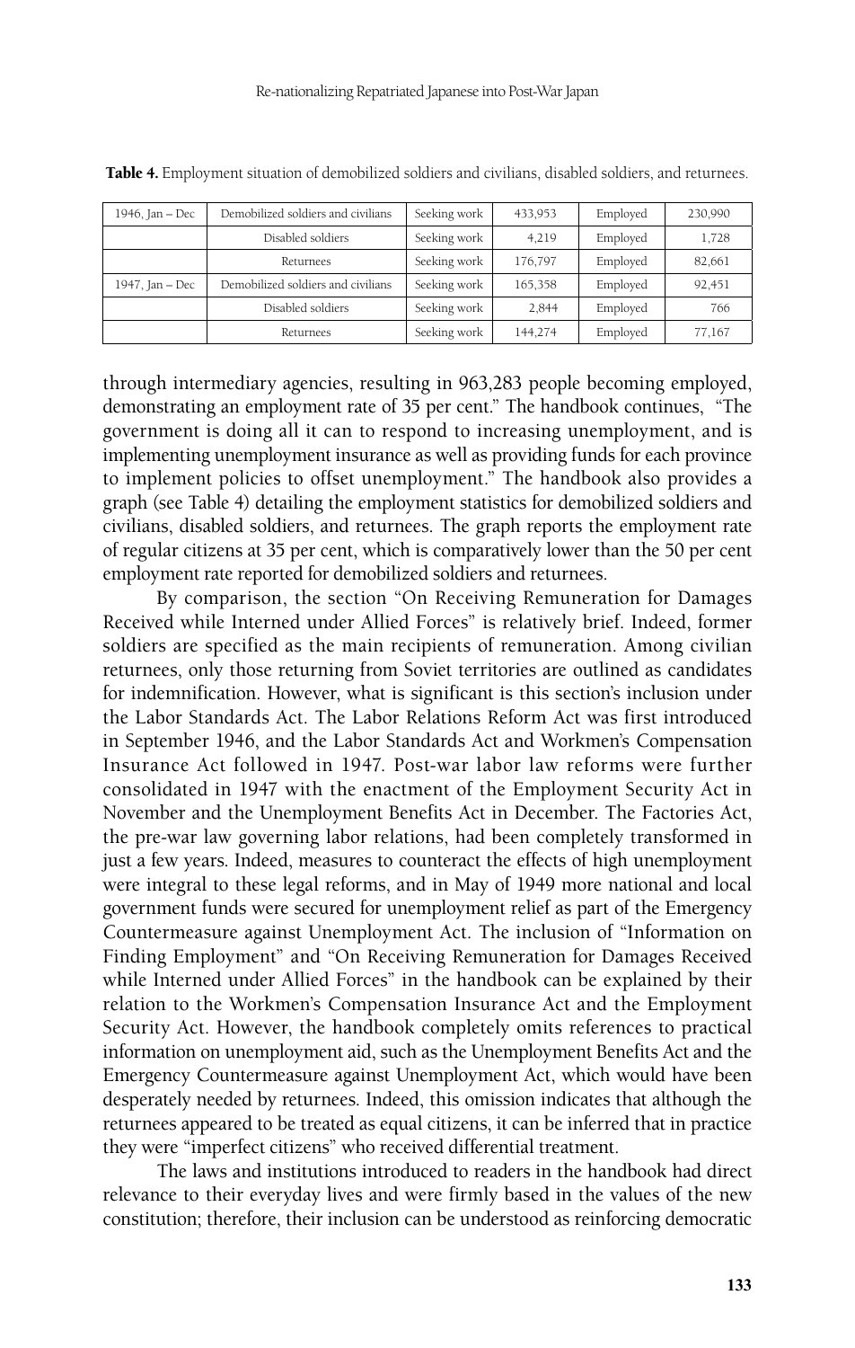**Table 4.** Employment situation of demobilized soldiers and civilians, disabled soldiers, and returnees.

| | | | | | |
|---|---|---|---|---|---|
| 1946, Jan – Dec | Demobilized soldiers and civilians | Seeking work | 433,953 | Employed | 230,990 |
| | Disabled soldiers | Seeking work | 4,219 | Employed | 1,728 |
| | Returnees | Seeking work | 176,797 | Employed | 82,661 |
| 1947, Jan – Dec | Demobilized soldiers and civilians | Seeking work | 165,358 | Employed | 92,451 |
| | Disabled soldiers | Seeking work | 2,844 | Employed | 766 |
| | Returnees | Seeking work | 144,274 | Employed | 77,167 |

through intermediary agencies, resulting in 963,283 people becoming employed, demonstrating an employment rate of 35 per cent." The handbook continues, "The government is doing all it can to respond to increasing unemployment, and is implementing unemployment insurance as well as providing funds for each province to implement policies to offset unemployment." The handbook also provides a graph (see Table 4) detailing the employment statistics for demobilized soldiers and civilians, disabled soldiers, and returnees. The graph reports the employment rate of regular citizens at 35 per cent, which is comparatively lower than the 50 per cent employment rate reported for demobilized soldiers and returnees.

By comparison, the section "On Receiving Remuneration for Damages Received while Interned under Allied Forces" is relatively brief. Indeed, former soldiers are specified as the main recipients of remuneration. Among civilian returnees, only those returning from Soviet territories are outlined as candidates for indemnification. However, what is significant is this section's inclusion under the Labor Standards Act. The Labor Relations Reform Act was first introduced in September 1946, and the Labor Standards Act and Workmen's Compensation Insurance Act followed in 1947. Post-war labor law reforms were further consolidated in 1947 with the enactment of the Employment Security Act in November and the Unemployment Benefits Act in December. The Factories Act, the pre-war law governing labor relations, had been completely transformed in just a few years. Indeed, measures to counteract the effects of high unemployment were integral to these legal reforms, and in May of 1949 more national and local government funds were secured for unemployment relief as part of the Emergency Countermeasure against Unemployment Act. The inclusion of "Information on Finding Employment" and "On Receiving Remuneration for Damages Received while Interned under Allied Forces" in the handbook can be explained by their relation to the Workmen's Compensation Insurance Act and the Employment Security Act. However, the handbook completely omits references to practical information on unemployment aid, such as the Unemployment Benefits Act and the Emergency Countermeasure against Unemployment Act, which would have been desperately needed by returnees. Indeed, this omission indicates that although the returnees appeared to be treated as equal citizens, it can be inferred that in practice they were "imperfect citizens" who received differential treatment.

The laws and institutions introduced to readers in the handbook had direct relevance to their everyday lives and were firmly based in the values of the new constitution; therefore, their inclusion can be understood as reinforcing democratic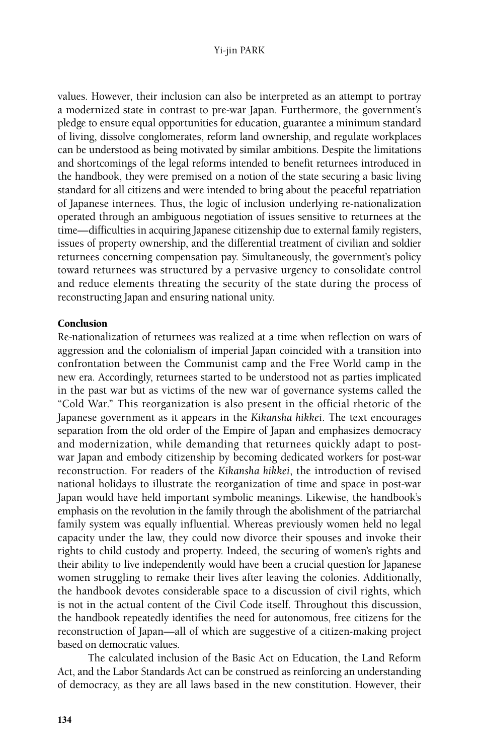values. However, their inclusion can also be interpreted as an attempt to portray a modernized state in contrast to pre-war Japan. Furthermore, the government's pledge to ensure equal opportunities for education, guarantee a minimum standard of living, dissolve conglomerates, reform land ownership, and regulate workplaces can be understood as being motivated by similar ambitions. Despite the limitations and shortcomings of the legal reforms intended to benefit returnees introduced in the handbook, they were premised on a notion of the state securing a basic living standard for all citizens and were intended to bring about the peaceful repatriation of Japanese internees. Thus, the logic of inclusion underlying re-nationalization operated through an ambiguous negotiation of issues sensitive to returnees at the time—difficulties in acquiring Japanese citizenship due to external family registers, issues of property ownership, and the differential treatment of civilian and soldier returnees concerning compensation pay. Simultaneously, the government's policy toward returnees was structured by a pervasive urgency to consolidate control and reduce elements threating the security of the state during the process of reconstructing Japan and ensuring national unity.

## Conclusion

Re-nationalization of returnees was realized at a time when reflection on wars of aggression and the colonialism of imperial Japan coincided with a transition into confrontation between the Communist camp and the Free World camp in the new era. Accordingly, returnees started to be understood not as parties implicated in the past war but as victims of the new war of governance systems called the "Cold War." This reorganization is also present in the official rhetoric of the Japanese government as it appears in the *Kikansha hikkei*. The text encourages separation from the old order of the Empire of Japan and emphasizes democracy and modernization, while demanding that returnees quickly adapt to post-war Japan and embody citizenship by becoming dedicated workers for post-war reconstruction. For readers of the *Kikansha hikkei*, the introduction of revised national holidays to illustrate the reorganization of time and space in post-war Japan would have held important symbolic meanings. Likewise, the handbook's emphasis on the revolution in the family through the abolishment of the patriarchal family system was equally influential. Whereas previously women held no legal capacity under the law, they could now divorce their spouses and invoke their rights to child custody and property. Indeed, the securing of women's rights and their ability to live independently would have been a crucial question for Japanese women struggling to remake their lives after leaving the colonies. Additionally, the handbook devotes considerable space to a discussion of civil rights, which is not in the actual content of the Civil Code itself. Throughout this discussion, the handbook repeatedly identifies the need for autonomous, free citizens for the reconstruction of Japan—all of which are suggestive of a citizen-making project based on democratic values.

The calculated inclusion of the Basic Act on Education, the Land Reform Act, and the Labor Standards Act can be construed as reinforcing an understanding of democracy, as they are all laws based in the new constitution. However, their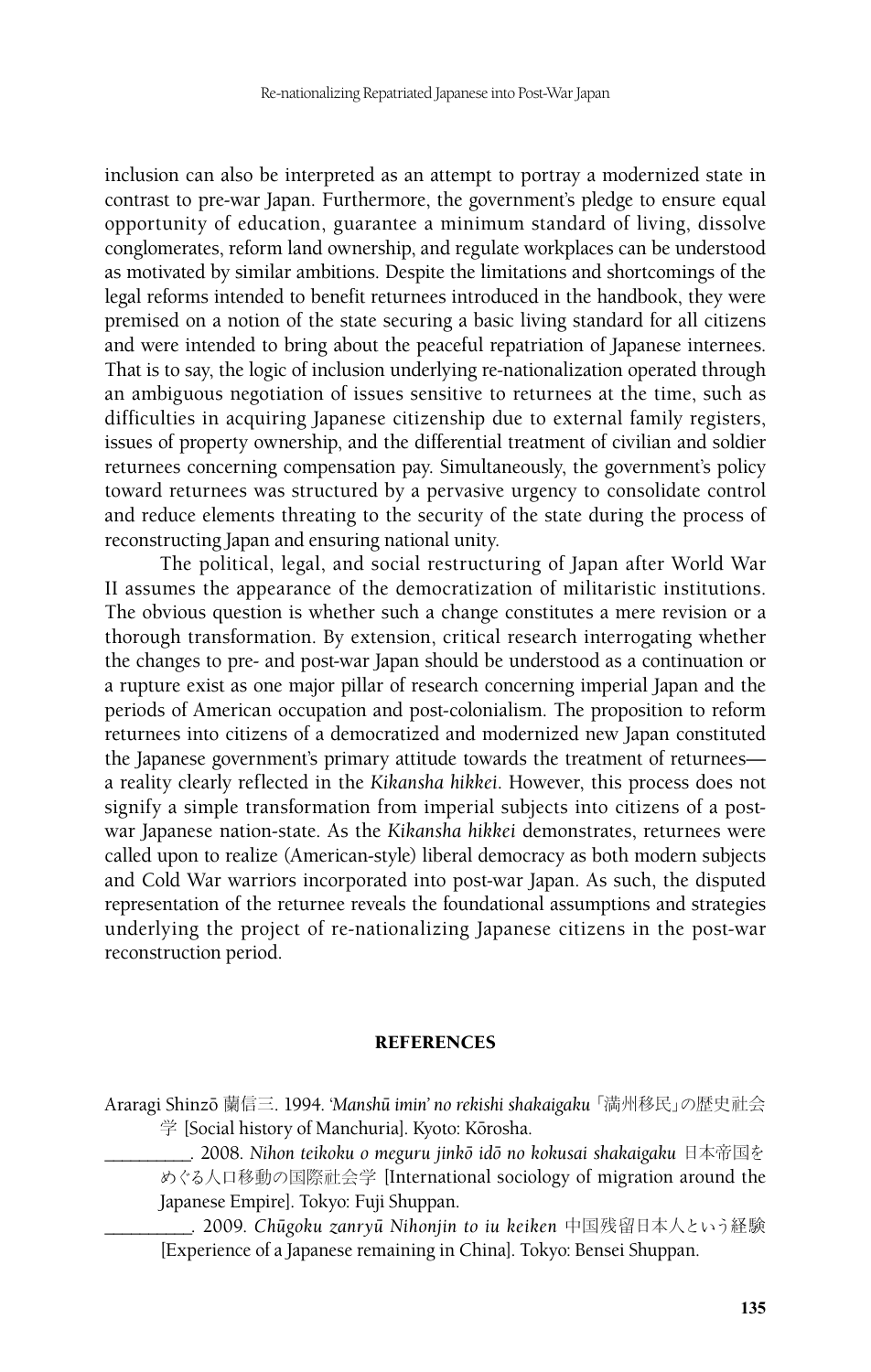inclusion can also be interpreted as an attempt to portray a modernized state in contrast to pre-war Japan. Furthermore, the government's pledge to ensure equal opportunity of education, guarantee a minimum standard of living, dissolve conglomerates, reform land ownership, and regulate workplaces can be understood as motivated by similar ambitions. Despite the limitations and shortcomings of the legal reforms intended to benefit returnees introduced in the handbook, they were premised on a notion of the state securing a basic living standard for all citizens and were intended to bring about the peaceful repatriation of Japanese internees. That is to say, the logic of inclusion underlying re-nationalization operated through an ambiguous negotiation of issues sensitive to returnees at the time, such as difficulties in acquiring Japanese citizenship due to external family registers, issues of property ownership, and the differential treatment of civilian and soldier returnees concerning compensation pay. Simultaneously, the government's policy toward returnees was structured by a pervasive urgency to consolidate control and reduce elements threating to the security of the state during the process of reconstructing Japan and ensuring national unity.

The political, legal, and social restructuring of Japan after World War II assumes the appearance of the democratization of militaristic institutions. The obvious question is whether such a change constitutes a mere revision or a thorough transformation. By extension, critical research interrogating whether the changes to pre- and post-war Japan should be understood as a continuation or a rupture exist as one major pillar of research concerning imperial Japan and the periods of American occupation and post-colonialism. The proposition to reform returnees into citizens of a democratized and modernized new Japan constituted the Japanese government's primary attitude towards the treatment of returnees—a reality clearly reflected in the *Kikansha hikkei*. However, this process does not signify a simple transformation from imperial subjects into citizens of a post-war Japanese nation-state. As the *Kikansha hikkei* demonstrates, returnees were called upon to realize (American-style) liberal democracy as both modern subjects and Cold War warriors incorporated into post-war Japan. As such, the disputed representation of the returnee reveals the foundational assumptions and strategies underlying the project of re-nationalizing Japanese citizens in the post-war reconstruction period.

## REFERENCES

Araragi Shinzō 蘭信三. 1994. *'Manshū imin' no rekishi shakaigaku* 「満州移民」の歴史社会学 [Social history of Manchuria]. Kyoto: Kōrosha.

__________. 2008. *Nihon teikoku o meguru jinkō idō no kokusai shakaigaku* 日本帝国をめぐる人口移動の国際社会学 [International sociology of migration around the Japanese Empire]. Tokyo: Fuji Shuppan.

__________. 2009. *Chūgoku zanryū Nihonjin to iu keiken* 中国残留日本人という経験 [Experience of a Japanese remaining in China]. Tokyo: Bensei Shuppan.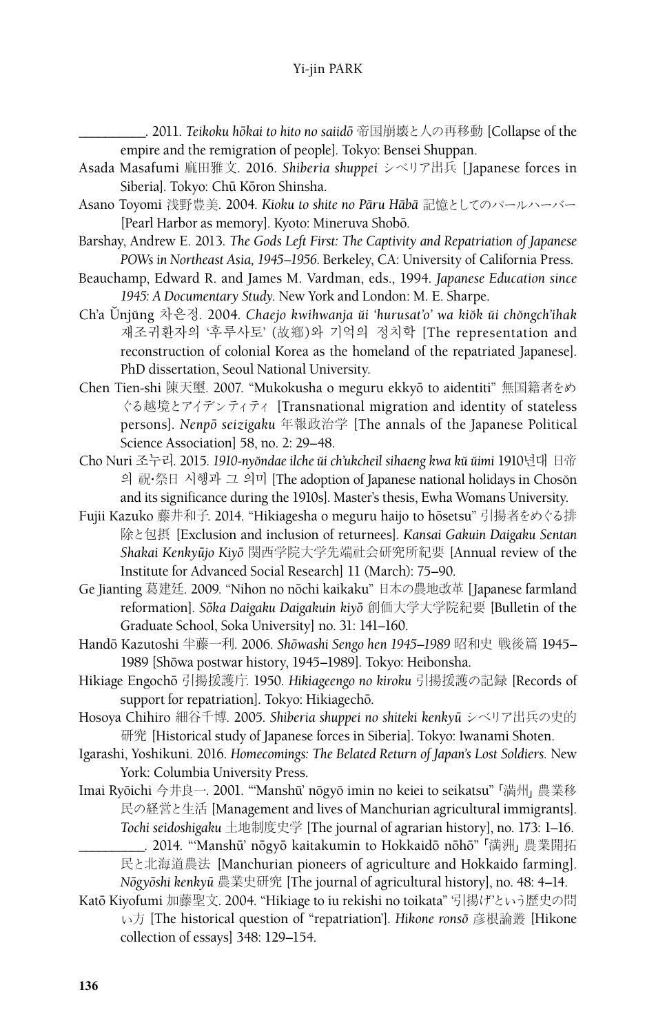\_\_\_\_\_\_\_\_\_\_. 2011. *Teikoku hōkai to hito no saiidō* 帝国崩壊と人の再移動 [Collapse of the empire and the remigration of people]. Tokyo: Bensei Shuppan.

Asada Masafumi 麻田雅文. 2016. *Shiberia shuppei* シベリア出兵 [Japanese forces in Siberia]. Tokyo: Chū Kōron Shinsha.

Asano Toyomi 浅野豊美. 2004. *Kioku to shite no Pāru Hābā* 記憶としてのパールハーバー [Pearl Harbor as memory]. Kyoto: Mineruva Shobō.

Barshay, Andrew E. 2013. *The Gods Left First: The Captivity and Repatriation of Japanese POWs in Northeast Asia, 1945–1956*. Berkeley, CA: University of California Press.

Beauchamp, Edward R. and James M. Vardman, eds., 1994. *Japanese Education since 1945: A Documentary Study*. New York and London: M. E. Sharpe.

Ch'a Ŭnjŭng 차은정. 2004. *Chaejo kwihwanja ŭi 'hurusat'o' wa kiŏk ŭi chŏngch'ihak* 재조귀환자의 '후루사토' (故鄕)와 기억의 정치학 [The representation and reconstruction of colonial Korea as the homeland of the repatriated Japanese]. PhD dissertation, Seoul National University.

Chen Tien-shi 陳天璽. 2007. "Mukokusha o meguru ekkyō to aidentiti" 無国籍者をめぐる越境とアイデンティティ [Transnational migration and identity of stateless persons]. *Nenpō seizigaku* 年報政治学 [The annals of the Japanese Political Science Association] 58, no. 2: 29–48.

Cho Nuri 조누리. 2015. *1910-nyŏndae ilche ŭi ch'ukcheil sihaeng kwa kŭ ŭimi* 1910년대 日帝의 祝·祭日 시행과 그 의미 [The adoption of Japanese national holidays in Chosŏn and its significance during the 1910s]. Master's thesis, Ewha Womans University.

Fujii Kazuko 藤井和子. 2014. "Hikiagesha o meguru haijo to hōsetsu" 引揚者をめぐる排除と包摂 [Exclusion and inclusion of returnees]. *Kansai Gakuin Daigaku Sentan Shakai Kenkyūjo Kiyō* 関西学院大学先端社会研究所紀要 [Annual review of the Institute for Advanced Social Research] 11 (March): 75–90.

Ge Jianting 葛建廷. 2009. "Nihon no nōchi kaikaku" 日本の農地改革 [Japanese farmland reformation]. *Sōka Daigaku Daigakuin kiyō* 創価大学大学院紀要 [Bulletin of the Graduate School, Soka University] no. 31: 141–160.

Handō Kazutoshi 半藤一利. 2006. *Shōwashi Sengo hen 1945–1989* 昭和史 戦後篇 1945–1989 [Shōwa postwar history, 1945–1989]. Tokyo: Heibonsha.

Hikiage Engochō 引揚援護庁. 1950. *Hikiageengo no kiroku* 引揚援護の記録 [Records of support for repatriation]. Tokyo: Hikiagechō.

Hosoya Chihiro 細谷千博. 2005. *Shiberia shuppei no shiteki kenkyū* シベリア出兵の史的研究 [Historical study of Japanese forces in Siberia]. Tokyo: Iwanami Shoten.

Igarashi, Yoshikuni. 2016. *Homecomings: The Belated Return of Japan's Lost Soldiers*. New York: Columbia University Press.

Imai Ryōichi 今井良一. 2001. "'Manshū' nōgyō imin no keiei to seikatsu" 「満州」農業移民の経営と生活 [Management and lives of Manchurian agricultural immigrants]. *Tochi seidoshigaku* 土地制度史学 [The journal of agrarian history], no. 173: 1–16.

\_\_\_\_\_\_\_\_\_\_. 2014. "'Manshū' nōgyō kaitakumin to Hokkaidō nōhō" 「満洲」農業開拓民と北海道農法 [Manchurian pioneers of agriculture and Hokkaido farming]. *Nōgyōshi kenkyū* 農業史研究 [The journal of agricultural history], no. 48: 4–14.

Katō Kiyofumi 加藤聖文. 2004. "Hikiage to iu rekishi no toikata" '引揚げ'という歴史の問い方 [The historical question of "repatriation']. *Hikone ronsō* 彦根論叢 [Hikone collection of essays] 348: 129–154.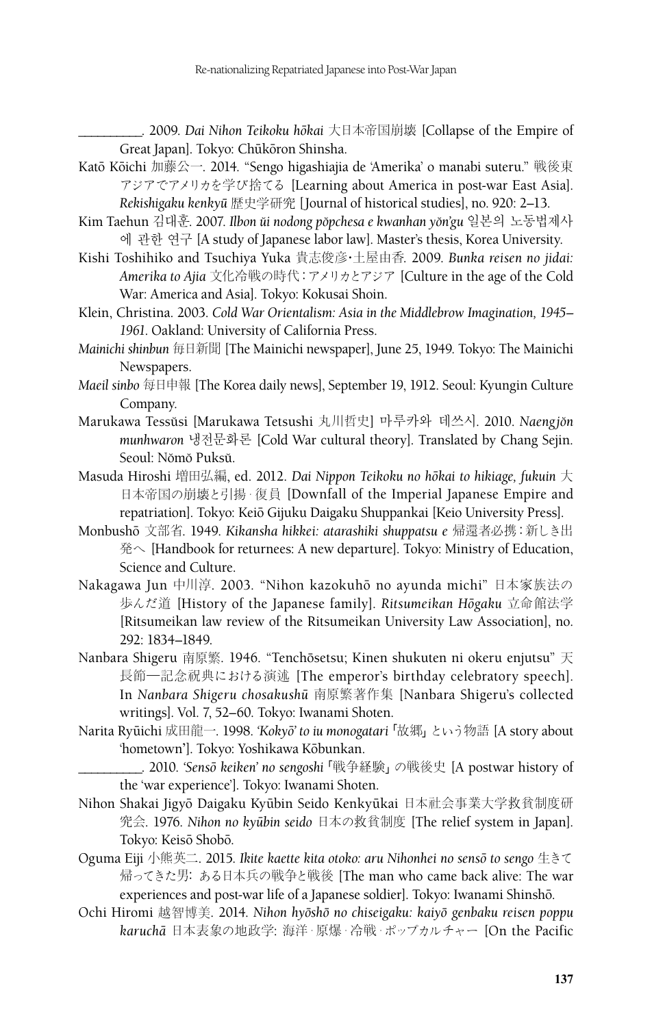\_\_\_\_\_\_\_\_\_\_. 2009. *Dai Nihon Teikoku hōkai* 大日本帝国崩壊 [Collapse of the Empire of Great Japan]. Tokyo: Chūkōron Shinsha.

Katō Kōichi 加藤公一. 2014. "Sengo higashiajia de 'Amerika' o manabi suteru." 戦後東アジアでアメリカを学び捨てる [Learning about America in post-war East Asia]. *Rekishigaku kenkyū* 歴史学研究 [Journal of historical studies], no. 920: 2–13.

Kim Taehun 김대훈. 2007. *Ilbon ŭi nodong pŏpchesa e kwanhan yŏn'gu* 일본의 노동법제사에 관한 연구 [A study of Japanese labor law]. Master's thesis, Korea University.

Kishi Toshihiko and Tsuchiya Yuka 貴志俊彦・土屋由香. 2009. *Bunka reisen no jidai: Amerika to Ajia* 文化冷戦の時代：アメリカとアジア [Culture in the age of the Cold War: America and Asia]. Tokyo: Kokusai Shoin.

Klein, Christina. 2003. *Cold War Orientalism: Asia in the Middlebrow Imagination, 1945–1961*. Oakland: University of California Press.

*Mainichi shinbun* 毎日新聞 [The Mainichi newspaper], June 25, 1949. Tokyo: The Mainichi Newspapers.

*Maeil sinbo* 毎日申報 [The Korea daily news], September 19, 1912. Seoul: Kyungin Culture Company.

Marukawa Tessŭsi [Marukawa Tetsushi 丸川哲史] 마루카와 데쓰시. 2010. *Naengjŏn munhwaron* 냉전문화론 [Cold War cultural theory]. Translated by Chang Sejin. Seoul: Nŏmŏ Puksŭ.

Masuda Hiroshi 増田弘編, ed. 2012. *Dai Nippon Teikoku no hōkai to hikiage, fukuin* 大日本帝国の崩壊と引揚・復員 [Downfall of the Imperial Japanese Empire and repatriation]. Tokyo: Keiō Gijuku Daigaku Shuppankai [Keio University Press].

Monbushō 文部省. 1949. *Kikansha hikkei: atarashiki shuppatsu e* 帰還者必携：新しき出発へ [Handbook for returnees: A new departure]. Tokyo: Ministry of Education, Science and Culture.

Nakagawa Jun 中川淳. 2003. "Nihon kazokuhō no ayunda michi" 日本家族法の歩んだ道 [History of the Japanese family]. *Ritsumeikan Hōgaku* 立命館法学 [Ritsumeikan law review of the Ritsumeikan University Law Association], no. 292: 1834–1849.

Nanbara Shigeru 南原繁. 1946. "Tenchōsetsu; Kinen shukuten ni okeru enjutsu" 天長節—記念祝典における演述 [The emperor's birthday celebratory speech]. In *Nanbara Shigeru chosakushū* 南原繁著作集 [Nanbara Shigeru's collected writings]. Vol. 7, 52–60. Tokyo: Iwanami Shoten.

Narita Ryūichi 成田龍一. 1998. *'Kokyō' to iu monogatari* 「故郷」という物語 [A story about 'hometown']. Tokyo: Yoshikawa Kōbunkan.

\_\_\_\_\_\_\_\_\_\_. 2010. *'Sensō keiken' no sengoshi* 「戦争経験」の戦後史 [A postwar history of the 'war experience']. Tokyo: Iwanami Shoten.

Nihon Shakai Jigyō Daigaku Kyūbin Seido Kenkyūkai 日本社会事業大学救貧制度研究会. 1976. *Nihon no kyūbin seido* 日本の救貧制度 [The relief system in Japan]. Tokyo: Keisō Shobō.

Oguma Eiji 小熊英二. 2015. *Ikite kaette kita otoko: aru Nihonhei no sensō to sengo* 生きて帰ってきた男: ある日本兵の戦争と戦後 [The man who came back alive: The war experiences and post-war life of a Japanese soldier]. Tokyo: Iwanami Shinshō.

Ochi Hiromi 越智博美. 2014. *Nihon hyōshō no chiseigaku: kaiyō genbaku reisen poppu karuchā* 日本表象の地政学: 海洋・原爆・冷戦・ポップカルチャー [On the Pacific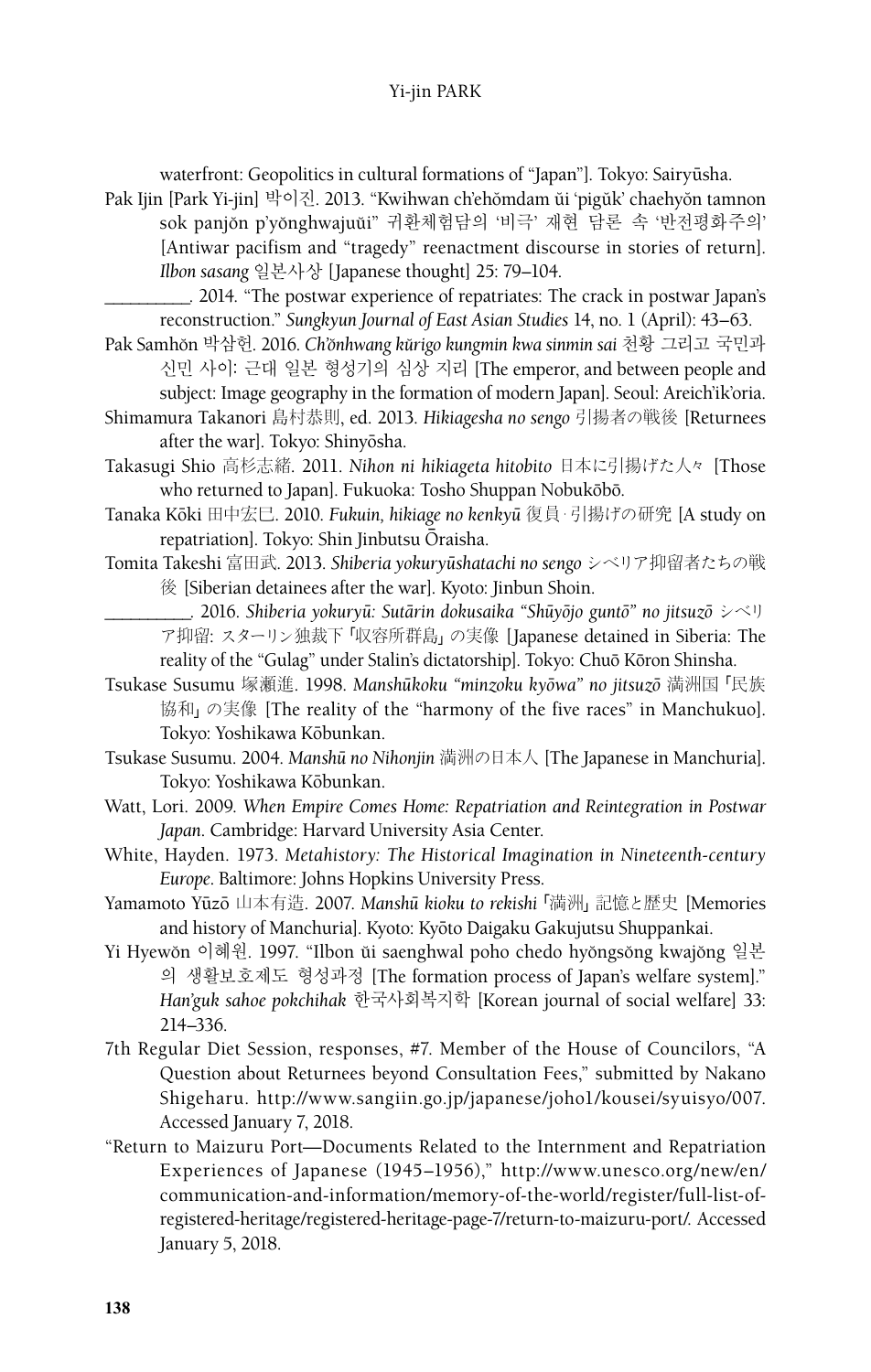waterfront: Geopolitics in cultural formations of "Japan"]. Tokyo: Sairyūsha.

Pak Ijin [Park Yi-jin] 박이진. 2013. "Kwihwan ch'ehŏmdam ŭi 'pigŭk' chaehyŏn tamnon sok panjŏn p'yŏnghwajuŭi" 귀환체험담의 '비극' 재현 담론 속 '반전평화주의' [Antiwar pacifism and "tragedy" reenactment discourse in stories of return]. *Ilbon sasang* 일본사상 [Japanese thought] 25: 79–104.

\_\_\_\_\_\_\_\_\_\_. 2014. "The postwar experience of repatriates: The crack in postwar Japan's reconstruction." *Sungkyun Journal of East Asian Studies* 14, no. 1 (April): 43–63.

Pak Samhŏn 박삼헌. 2016. *Ch'ŏnhwang kŭrigo kungmin kwa sinmin sai* 천황 그리고 국민과 신민 사이: 근대 일본 형성기의 심상 지리 [The emperor, and between people and subject: Image geography in the formation of modern Japan]. Seoul: Areich'ik'oria.

Shimamura Takanori 島村恭則, ed. 2013. *Hikiagesha no sengo* 引揚者の戦後 [Returnees after the war]. Tokyo: Shinyōsha.

Takasugi Shio 高杉志緒. 2011. *Nihon ni hikiageta hitobito* 日本に引揚げた人々 [Those who returned to Japan]. Fukuoka: Tosho Shuppan Nobukōbō.

Tanaka Kōki 田中宏巳. 2010. *Fukuin, hikiage no kenkyū* 復員·引揚げの研究 [A study on repatriation]. Tokyo: Shin Jinbutsu Ōraisha.

Tomita Takeshi 富田武. 2013. *Shiberia yokuryūshatachi no sengo* シベリア抑留者たちの戦後 [Siberian detainees after the war]. Kyoto: Jinbun Shoin.

\_\_\_\_\_\_\_\_\_\_. 2016. *Shiberia yokuryū: Sutārin dokusaika "Shūyōjo guntō" no jitsuzō* シベリア抑留: スターリン独裁下「収容所群島」の実像 [Japanese detained in Siberia: The reality of the "Gulag" under Stalin's dictatorship]. Tokyo: Chuō Kōron Shinsha.

Tsukase Susumu 塚瀬進. 1998. *Manshūkoku "minzoku kyōwa" no jitsuzō* 満洲国「民族協和」の実像 [The reality of the "harmony of the five races" in Manchukuo]. Tokyo: Yoshikawa Kōbunkan.

Tsukase Susumu. 2004. *Manshū no Nihonjin* 満洲の日本人 [The Japanese in Manchuria]. Tokyo: Yoshikawa Kōbunkan.

Watt, Lori. 2009. *When Empire Comes Home: Repatriation and Reintegration in Postwar Japan*. Cambridge: Harvard University Asia Center.

White, Hayden. 1973. *Metahistory: The Historical Imagination in Nineteenth-century Europe*. Baltimore: Johns Hopkins University Press.

Yamamoto Yūzō 山本有造. 2007. *Manshū kioku to rekishi* 「満洲」記憶と歴史 [Memories and history of Manchuria]. Kyoto: Kyōto Daigaku Gakujutsu Shuppankai.

Yi Hyewŏn 이혜원. 1997. "Ilbon ŭi saenghwal poho chedo hyŏngsŏng kwajŏng 일본의 생활보호제도 형성과정 [The formation process of Japan's welfare system]." *Han'guk sahoe pokchihak* 한국사회복지학 [Korean journal of social welfare] 33: 214–336.

7th Regular Diet Session, responses, #7. Member of the House of Councilors, "A Question about Returnees beyond Consultation Fees," submitted by Nakano Shigeharu. http://www.sangiin.go.jp/japanese/joho1/kousei/syuisyo/007. Accessed January 7, 2018.

"Return to Maizuru Port—Documents Related to the Internment and Repatriation Experiences of Japanese (1945–1956)," http://www.unesco.org/new/en/communication-and-information/memory-of-the-world/register/full-list-of-registered-heritage/registered-heritage-page-7/return-to-maizuru-port/. Accessed January 5, 2018.